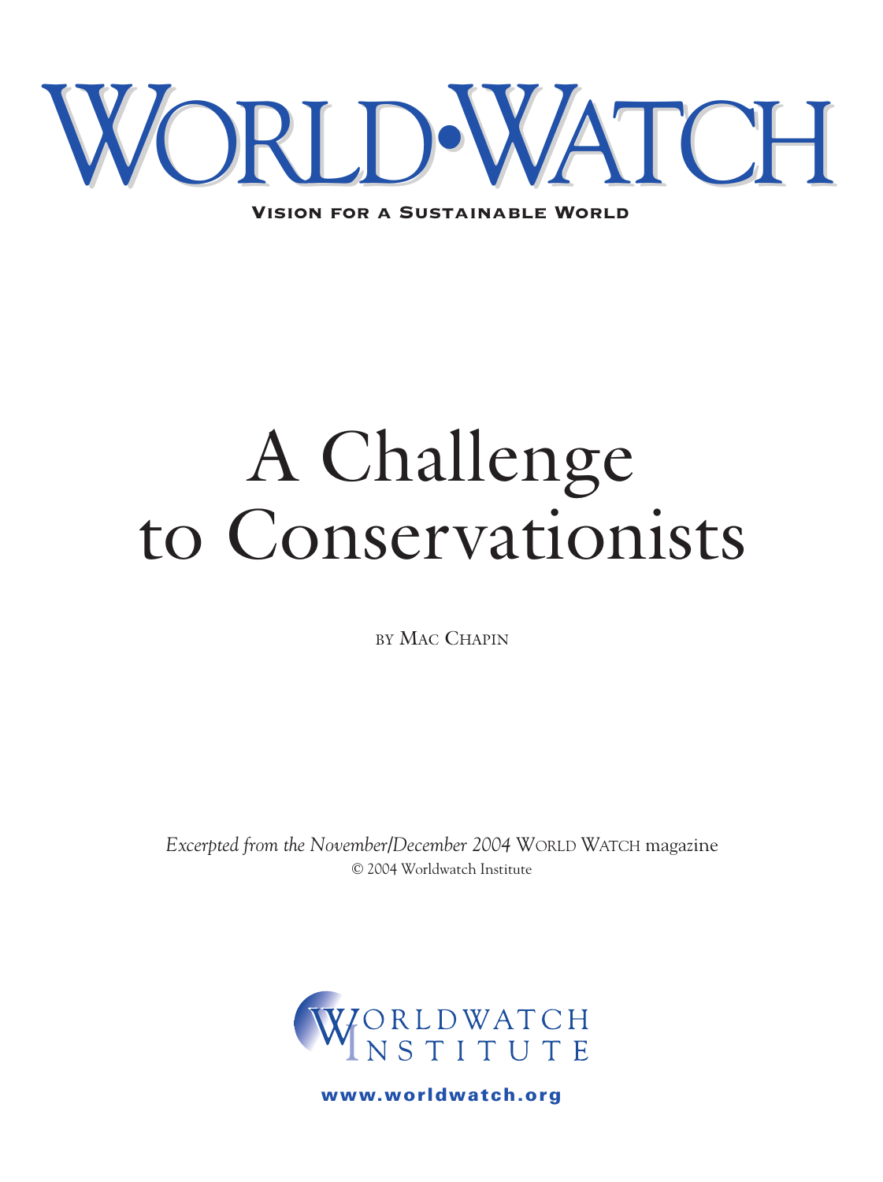# WORLD•WATCH

**VISION FOR A SUSTAINABLE WORLD**

# A Challenge to Conservationists

BY MAC CHAPIN

*Excerpted from the November/December 2004* WORLD WATCH magazine

© 2004 Worldwatch Institute

WORLDWATCH INSTITUTE

**www.worldwatch.org**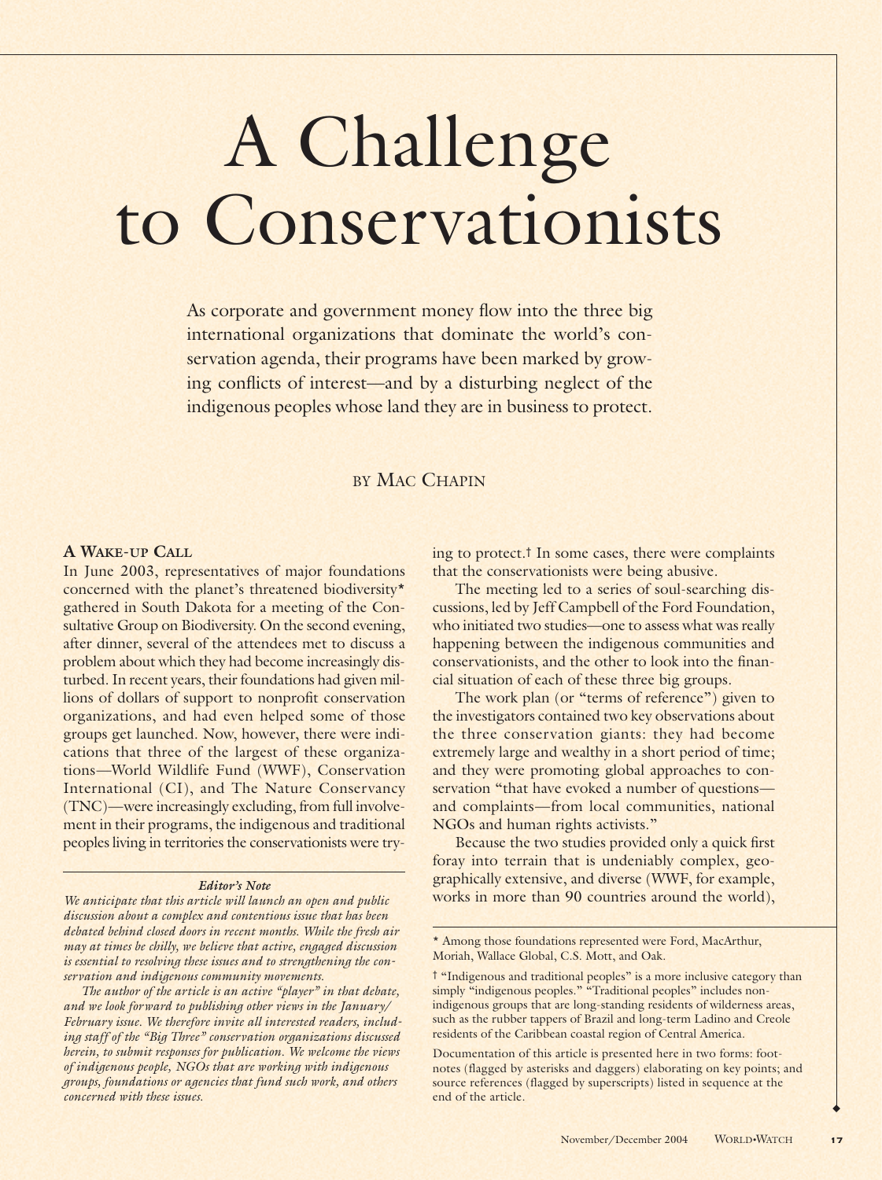# A Challenge to Conservationists

As corporate and government money flow into the three big international organizations that dominate the world's conservation agenda, their programs have been marked by growing conflicts of interest—and by a disturbing neglect of the indigenous peoples whose land they are in business to protect.

BY MAC CHAPIN

## A Wake-up Call

In June 2003, representatives of major foundations concerned with the planet's threatened biodiversity* gathered in South Dakota for a meeting of the Consultative Group on Biodiversity. On the second evening, after dinner, several of the attendees met to discuss a problem about which they had become increasingly disturbed. In recent years, their foundations had given millions of dollars of support to nonprofit conservation organizations, and had even helped some of those groups get launched. Now, however, there were indications that three of the largest of these organizations—World Wildlife Fund (WWF), Conservation International (CI), and The Nature Conservancy (TNC)—were increasingly excluding, from full involvement in their programs, the indigenous and traditional peoples living in territories the conservationists were trying to protect.† In some cases, there were complaints that the conservationists were being abusive.

The meeting led to a series of soul-searching discussions, led by Jeff Campbell of the Ford Foundation, who initiated two studies—one to assess what was really happening between the indigenous communities and conservationists, and the other to look into the financial situation of each of these three big groups.

The work plan (or "terms of reference") given to the investigators contained two key observations about the three conservation giants: they had become extremely large and wealthy in a short period of time; and they were promoting global approaches to conservation "that have evoked a number of questions—and complaints—from local communities, national NGOs and human rights activists."

Because the two studies provided only a quick first foray into terrain that is undeniably complex, geographically extensive, and diverse (WWF, for example, works in more than 90 countries around the world),

---

**Editor's Note**

*We anticipate that this article will launch an open and public discussion about a complex and contentious issue that has been debated behind closed doors in recent months. While the fresh air may at times be chilly, we believe that active, engaged discussion is essential to resolving these issues and to strengthening the conservation and indigenous community movements.*

*The author of the article is an active "player" in that debate, and we look forward to publishing other views in the January/February issue. We therefore invite all interested readers, including staff of the "Big Three" conservation organizations discussed herein, to submit responses for publication. We welcome the views of indigenous people, NGOs that are working with indigenous groups, foundations or agencies that fund such work, and others concerned with these issues.*

---

\* Among those foundations represented were Ford, MacArthur, Moriah, Wallace Global, C.S. Mott, and Oak.

† "Indigenous and traditional peoples" is a more inclusive category than simply "indigenous peoples." "Traditional peoples" includes non-indigenous groups that are long-standing residents of wilderness areas, such as the rubber tappers of Brazil and long-term Ladino and Creole residents of the Caribbean coastal region of Central America.

Documentation of this article is presented here in two forms: footnotes (flagged by asterisks and daggers) elaborating on key points; and source references (flagged by superscripts) listed in sequence at the end of the article.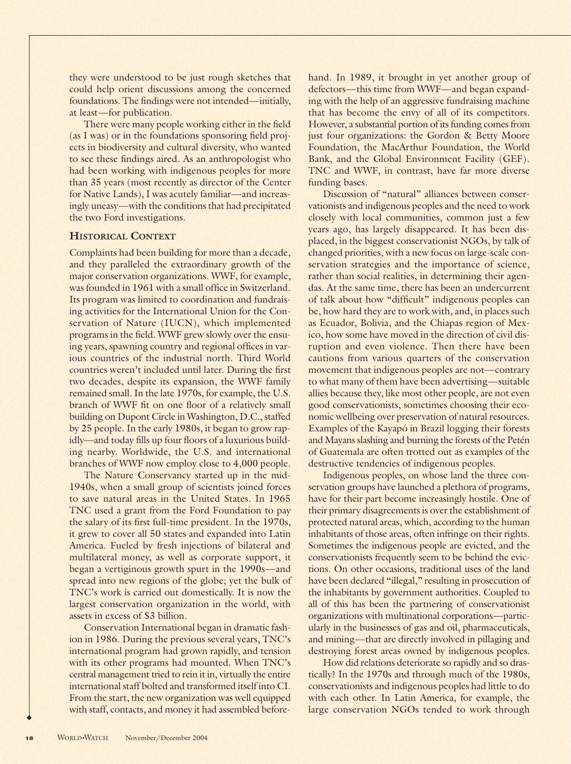they were understood to be just rough sketches that could help orient discussions among the concerned foundations. The findings were not intended—initially, at least—for publication.

There were many people working either in the field (as I was) or in the foundations sponsoring field projects in biodiversity and cultural diversity, who wanted to see these findings aired. As an anthropologist who had been working with indigenous peoples for more than 35 years (most recently as director of the Center for Native Lands), I was acutely familiar—and increasingly uneasy—with the conditions that had precipitated the two Ford investigations.

## Historical Context

Complaints had been building for more than a decade, and they paralleled the extraordinary growth of the major conservation organizations. WWF, for example, was founded in 1961 with a small office in Switzerland. Its program was limited to coordination and fundraising activities for the International Union for the Conservation of Nature (IUCN), which implemented programs in the field. WWF grew slowly over the ensuing years, spawning country and regional offices in various countries of the industrial north. Third World countries weren't included until later. During the first two decades, despite its expansion, the WWF family remained small. In the late 1970s, for example, the U.S. branch of WWF fit on one floor of a relatively small building on Dupont Circle in Washington, D.C., staffed by 25 people. In the early 1980s, it began to grow rapidly—and today fills up four floors of a luxurious building nearby. Worldwide, the U.S. and international branches of WWF now employ close to 4,000 people.

The Nature Conservancy started up in the mid-1940s, when a small group of scientists joined forces to save natural areas in the United States. In 1965 TNC used a grant from the Ford Foundation to pay the salary of its first full-time president. In the 1970s, it grew to cover all 50 states and expanded into Latin America. Fueled by fresh injections of bilateral and multilateral money, as well as corporate support, it began a vertiginous growth spurt in the 1990s—and spread into new regions of the globe; yet the bulk of TNC's work is carried out domestically. It is now the largest conservation organization in the world, with assets in excess of $3 billion.

Conservation International began in dramatic fashion in 1986. During the previous several years, TNC's international program had grown rapidly, and tension with its other programs had mounted. When TNC's central management tried to rein it in, virtually the entire international staff bolted and transformed itself into CI. From the start, the new organization was well equipped with staff, contacts, and money it had assembled beforehand. In 1989, it brought in yet another group of defectors—this time from WWF—and began expanding with the help of an aggressive fundraising machine that has become the envy of all of its competitors. However, a substantial portion of its funding comes from just four organizations: the Gordon & Betty Moore Foundation, the MacArthur Foundation, the World Bank, and the Global Environment Facility (GEF). TNC and WWF, in contrast, have far more diverse funding bases.

Discussion of "natural" alliances between conservationists and indigenous peoples and the need to work closely with local communities, common just a few years ago, has largely disappeared. It has been displaced, in the biggest conservationist NGOs, by talk of changed priorities, with a new focus on large-scale conservation strategies and the importance of science, rather than social realities, in determining their agendas. At the same time, there has been an undercurrent of talk about how "difficult" indigenous peoples can be, how hard they are to work with, and, in places such as Ecuador, Bolivia, and the Chiapas region of Mexico, how some have moved in the direction of civil disruption and even violence. Then there have been cautions from various quarters of the conservation movement that indigenous peoples are not—contrary to what many of them have been advertising—suitable allies because they, like most other people, are not even good conservationists, sometimes choosing their economic wellbeing over preservation of natural resources. Examples of the Kayapó in Brazil logging their forests and Mayans slashing and burning the forests of the Petén of Guatemala are often trotted out as examples of the destructive tendencies of indigenous peoples.

Indigenous peoples, on whose land the three conservation groups have launched a plethora of programs, have for their part become increasingly hostile. One of their primary disagreements is over the establishment of protected natural areas, which, according to the human inhabitants of those areas, often infringe on their rights. Sometimes the indigenous people are evicted, and the conservationists frequently seem to be behind the evictions. On other occasions, traditional uses of the land have been declared "illegal," resulting in prosecution of the inhabitants by government authorities. Coupled to all of this has been the partnering of conservationist organizations with multinational corporations—particularly in the businesses of gas and oil, pharmaceuticals, and mining—that are directly involved in pillaging and destroying forest areas owned by indigenous peoples.

How did relations deteriorate so rapidly and so drastically? In the 1970s and through much of the 1980s, conservationists and indigenous peoples had little to do with each other. In Latin America, for example, the large conservation NGOs tended to work through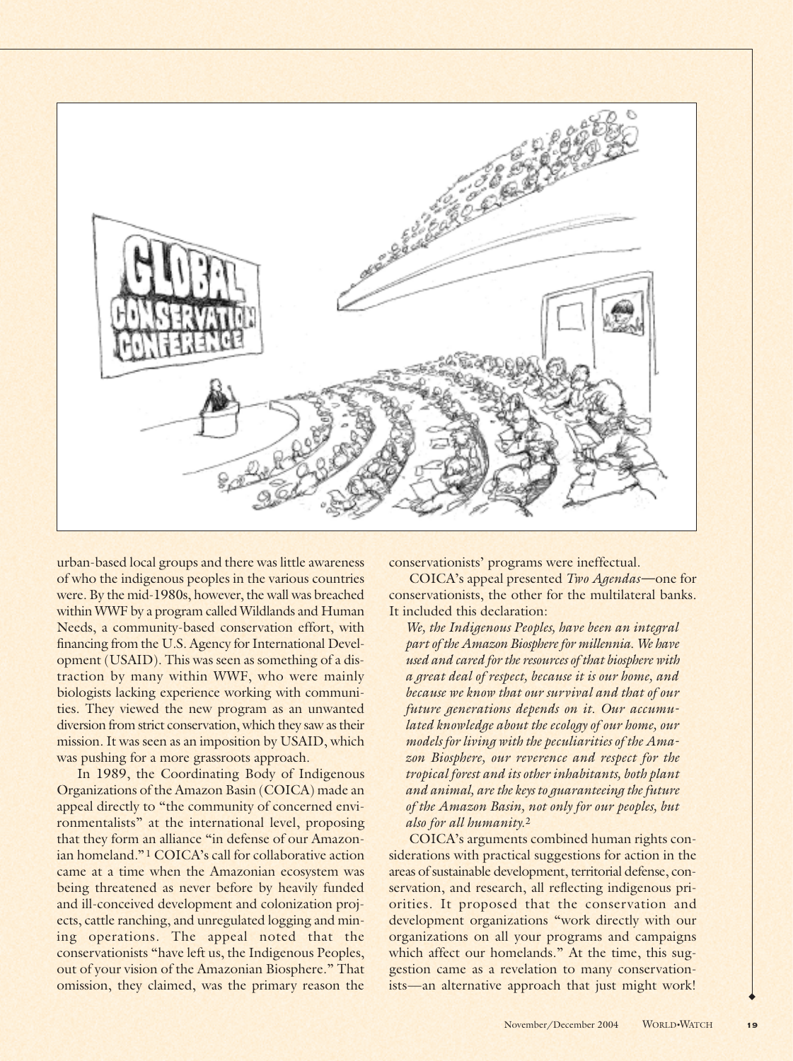urban-based local groups and there was little awareness of who the indigenous peoples in the various countries were. By the mid-1980s, however, the wall was breached within WWF by a program called Wildlands and Human Needs, a community-based conservation effort, with financing from the U.S. Agency for International Development (USAID). This was seen as something of a distraction by many within WWF, who were mainly biologists lacking experience working with communities. They viewed the new program as an unwanted diversion from strict conservation, which they saw as their mission. It was seen as an imposition by USAID, which was pushing for a more grassroots approach.

In 1989, the Coordinating Body of Indigenous Organizations of the Amazon Basin (COICA) made an appeal directly to "the community of concerned environmentalists" at the international level, proposing that they form an alliance "in defense of our Amazonian homeland."[1] COICA's call for collaborative action came at a time when the Amazonian ecosystem was being threatened as never before by heavily funded and ill-conceived development and colonization projects, cattle ranching, and unregulated logging and mining operations. The appeal noted that the conservationists "have left us, the Indigenous Peoples, out of your vision of the Amazonian Biosphere." That omission, they claimed, was the primary reason the conservationists' programs were ineffectual.

COICA's appeal presented *Two Agendas*—one for conservationists, the other for the multilateral banks. It included this declaration:

> *We, the Indigenous Peoples, have been an integral part of the Amazon Biosphere for millennia. We have used and cared for the resources of that biosphere with a great deal of respect, because it is our home, and because we know that our survival and that of our future generations depends on it. Our accumulated knowledge about the ecology of our home, our models for living with the peculiarities of the Amazon Biosphere, our reverence and respect for the tropical forest and its other inhabitants, both plant and animal, are the keys to guaranteeing the future of the Amazon Basin, not only for our peoples, but also for all humanity.*[2]

COICA's arguments combined human rights considerations with practical suggestions for action in the areas of sustainable development, territorial defense, conservation, and research, all reflecting indigenous priorities. It proposed that the conservation and development organizations "work directly with our organizations on all your programs and campaigns which affect our homelands." At the time, this suggestion came as a revelation to many conservationists—an alternative approach that just might work!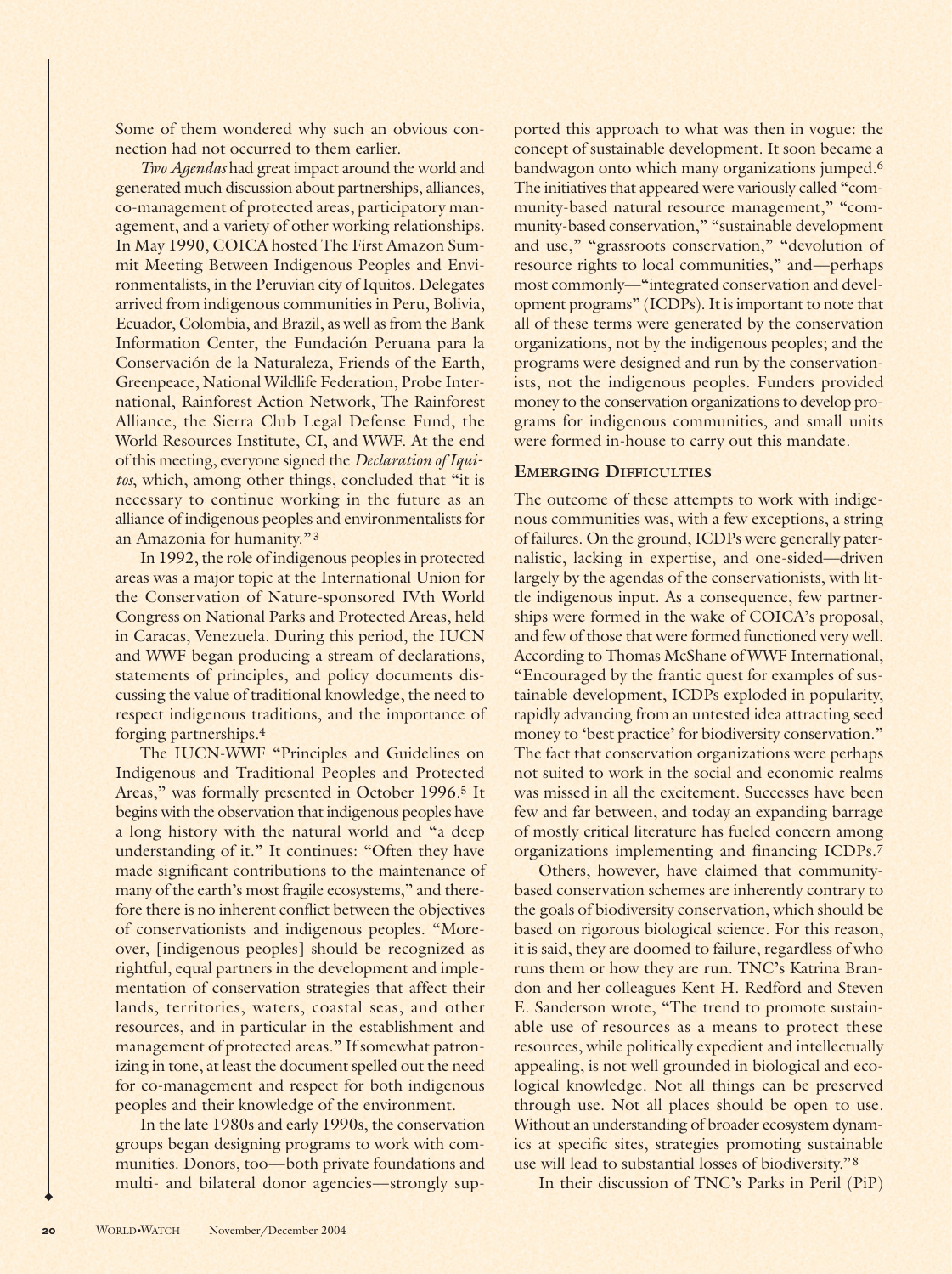Some of them wondered why such an obvious connection had not occurred to them earlier.

*Two Agendas* had great impact around the world and generated much discussion about partnerships, alliances, co-management of protected areas, participatory management, and a variety of other working relationships. In May 1990, COICA hosted The First Amazon Summit Meeting Between Indigenous Peoples and Environmentalists, in the Peruvian city of Iquitos. Delegates arrived from indigenous communities in Peru, Bolivia, Ecuador, Colombia, and Brazil, as well as from the Bank Information Center, the Fundación Peruana para la Conservación de la Naturaleza, Friends of the Earth, Greenpeace, National Wildlife Federation, Probe International, Rainforest Action Network, The Rainforest Alliance, the Sierra Club Legal Defense Fund, the World Resources Institute, CI, and WWF. At the end of this meeting, everyone signed the *Declaration of Iquitos*, which, among other things, concluded that "it is necessary to continue working in the future as an alliance of indigenous peoples and environmentalists for an Amazonia for humanity."[3]

In 1992, the role of indigenous peoples in protected areas was a major topic at the International Union for the Conservation of Nature-sponsored IVth World Congress on National Parks and Protected Areas, held in Caracas, Venezuela. During this period, the IUCN and WWF began producing a stream of declarations, statements of principles, and policy documents discussing the value of traditional knowledge, the need to respect indigenous traditions, and the importance of forging partnerships.[4]

The IUCN-WWF "Principles and Guidelines on Indigenous and Traditional Peoples and Protected Areas," was formally presented in October 1996.[5] It begins with the observation that indigenous peoples have a long history with the natural world and "a deep understanding of it." It continues: "Often they have made significant contributions to the maintenance of many of the earth's most fragile ecosystems," and therefore there is no inherent conflict between the objectives of conservationists and indigenous peoples. "Moreover, [indigenous peoples] should be recognized as rightful, equal partners in the development and implementation of conservation strategies that affect their lands, territories, waters, coastal seas, and other resources, and in particular in the establishment and management of protected areas." If somewhat patronizing in tone, at least the document spelled out the need for co-management and respect for both indigenous peoples and their knowledge of the environment.

In the late 1980s and early 1990s, the conservation groups began designing programs to work with communities. Donors, too—both private foundations and multi- and bilateral donor agencies—strongly supported this approach to what was then in vogue: the concept of sustainable development. It soon became a bandwagon onto which many organizations jumped.[6] The initiatives that appeared were variously called "community-based natural resource management," "community-based conservation," "sustainable development and use," "grassroots conservation," "devolution of resource rights to local communities," and—perhaps most commonly—"integrated conservation and development programs" (ICDPs). It is important to note that all of these terms were generated by the conservation organizations, not by the indigenous peoples; and the programs were designed and run by the conservationists, not the indigenous peoples. Funders provided money to the conservation organizations to develop programs for indigenous communities, and small units were formed in-house to carry out this mandate.

## Emerging Difficulties

The outcome of these attempts to work with indigenous communities was, with a few exceptions, a string of failures. On the ground, ICDPs were generally paternalistic, lacking in expertise, and one-sided—driven largely by the agendas of the conservationists, with little indigenous input. As a consequence, few partnerships were formed in the wake of COICA's proposal, and few of those that were formed functioned very well. According to Thomas McShane of WWF International, "Encouraged by the frantic quest for examples of sustainable development, ICDPs exploded in popularity, rapidly advancing from an untested idea attracting seed money to 'best practice' for biodiversity conservation." The fact that conservation organizations were perhaps not suited to work in the social and economic realms was missed in all the excitement. Successes have been few and far between, and today an expanding barrage of mostly critical literature has fueled concern among organizations implementing and financing ICDPs.[7]

Others, however, have claimed that community-based conservation schemes are inherently contrary to the goals of biodiversity conservation, which should be based on rigorous biological science. For this reason, it is said, they are doomed to failure, regardless of who runs them or how they are run. TNC's Katrina Brandon and her colleagues Kent H. Redford and Steven E. Sanderson wrote, "The trend to promote sustainable use of resources as a means to protect these resources, while politically expedient and intellectually appealing, is not well grounded in biological and ecological knowledge. Not all things can be preserved through use. Not all places should be open to use. Without an understanding of broader ecosystem dynamics at specific sites, strategies promoting sustainable use will lead to substantial losses of biodiversity."[8]

In their discussion of TNC's Parks in Peril (PiP)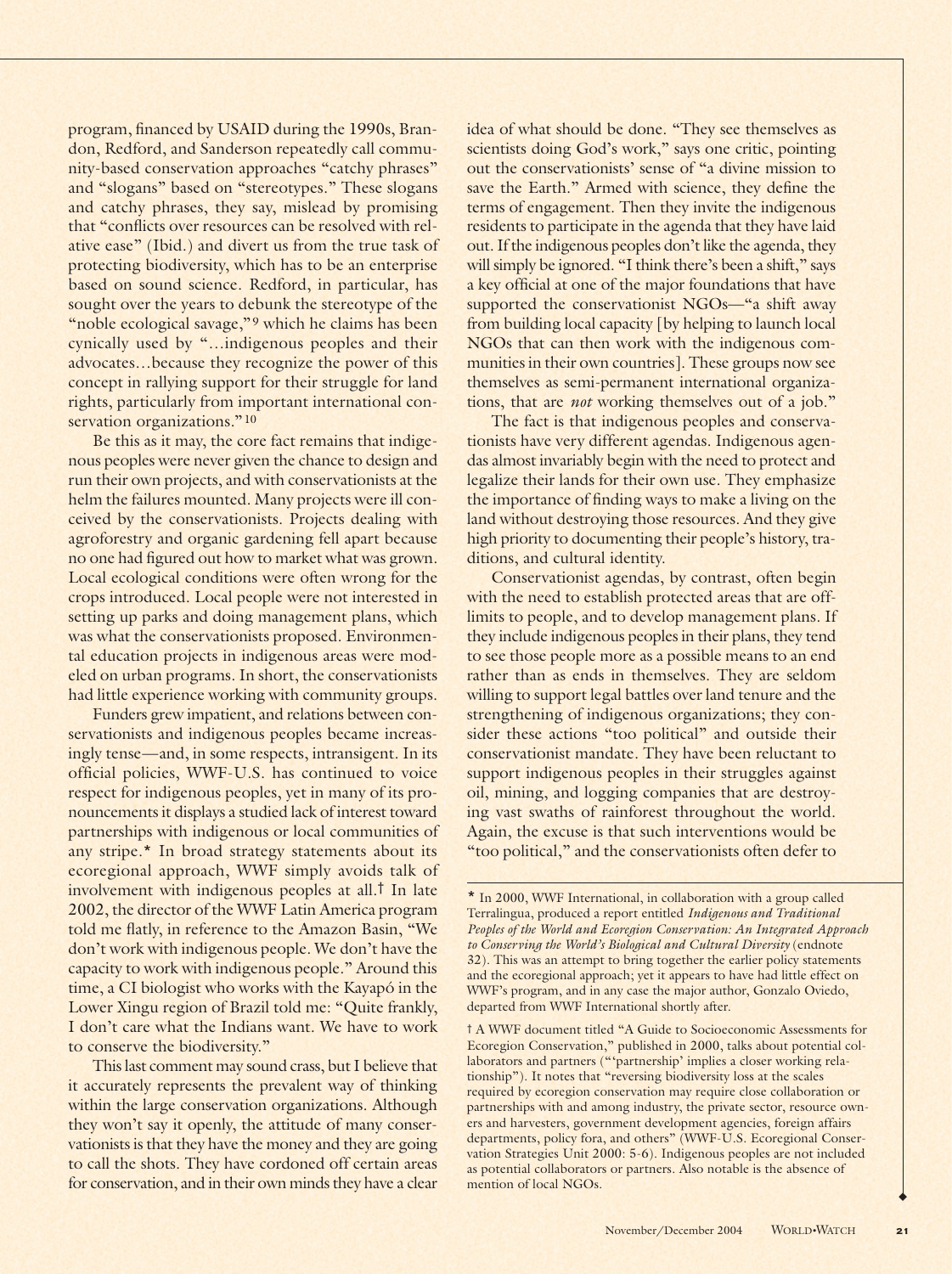program, financed by USAID during the 1990s, Brandon, Redford, and Sanderson repeatedly call community-based conservation approaches "catchy phrases" and "slogans" based on "stereotypes." These slogans and catchy phrases, they say, mislead by promising that "conflicts over resources can be resolved with relative ease" (Ibid.) and divert us from the true task of protecting biodiversity, which has to be an enterprise based on sound science. Redford, in particular, has sought over the years to debunk the stereotype of the "noble ecological savage,"[9] which he claims has been cynically used by "...indigenous peoples and their advocates...because they recognize the power of this concept in rallying support for their struggle for land rights, particularly from important international conservation organizations."[10]

Be this as it may, the core fact remains that indigenous peoples were never given the chance to design and run their own projects, and with conservationists at the helm the failures mounted. Many projects were ill conceived by the conservationists. Projects dealing with agroforestry and organic gardening fell apart because no one had figured out how to market what was grown. Local ecological conditions were often wrong for the crops introduced. Local people were not interested in setting up parks and doing management plans, which was what the conservationists proposed. Environmental education projects in indigenous areas were modeled on urban programs. In short, the conservationists had little experience working with community groups.

Funders grew impatient, and relations between conservationists and indigenous peoples became increasingly tense—and, in some respects, intransigent. In its official policies, WWF-U.S. has continued to voice respect for indigenous peoples, yet in many of its pronouncements it displays a studied lack of interest toward partnerships with indigenous or local communities of any stripe.* In broad strategy statements about its ecoregional approach, WWF simply avoids talk of involvement with indigenous peoples at all.† In late 2002, the director of the WWF Latin America program told me flatly, in reference to the Amazon Basin, "We don't work with indigenous people. We don't have the capacity to work with indigenous people." Around this time, a CI biologist who works with the Kayapó in the Lower Xingu region of Brazil told me: "Quite frankly, I don't care what the Indians want. We have to work to conserve the biodiversity."

This last comment may sound crass, but I believe that it accurately represents the prevalent way of thinking within the large conservation organizations. Although they won't say it openly, the attitude of many conservationists is that they have the money and they are going to call the shots. They have cordoned off certain areas for conservation, and in their own minds they have a clear idea of what should be done. "They see themselves as scientists doing God's work," says one critic, pointing out the conservationists' sense of "a divine mission to save the Earth." Armed with science, they define the terms of engagement. Then they invite the indigenous residents to participate in the agenda that they have laid out. If the indigenous peoples don't like the agenda, they will simply be ignored. "I think there's been a shift," says a key official at one of the major foundations that have supported the conservationist NGOs—"a shift away from building local capacity [by helping to launch local NGOs that can then work with the indigenous communities in their own countries]. These groups now see themselves as semi-permanent international organizations, that are *not* working themselves out of a job."

The fact is that indigenous peoples and conservationists have very different agendas. Indigenous agendas almost invariably begin with the need to protect and legalize their lands for their own use. They emphasize the importance of finding ways to make a living on the land without destroying those resources. And they give high priority to documenting their people's history, traditions, and cultural identity.

Conservationist agendas, by contrast, often begin with the need to establish protected areas that are off-limits to people, and to develop management plans. If they include indigenous peoples in their plans, they tend to see those people more as a possible means to an end rather than as ends in themselves. They are seldom willing to support legal battles over land tenure and the strengthening of indigenous organizations; they consider these actions "too political" and outside their conservationist mandate. They have been reluctant to support indigenous peoples in their struggles against oil, mining, and logging companies that are destroying vast swaths of rainforest throughout the world. Again, the excuse is that such interventions would be "too political," and the conservationists often defer to

---

\* In 2000, WWF International, in collaboration with a group called Terralingua, produced a report entitled *Indigenous and Traditional Peoples of the World and Ecoregion Conservation: An Integrated Approach to Conserving the World's Biological and Cultural Diversity* (endnote 32). This was an attempt to bring together the earlier policy statements and the ecoregional approach; yet it appears to have had little effect on WWF's program, and in any case the major author, Gonzalo Oviedo, departed from WWF International shortly after.

† A WWF document titled "A Guide to Socioeconomic Assessments for Ecoregion Conservation," published in 2000, talks about potential collaborators and partners ("'partnership' implies a closer working relationship"). It notes that "reversing biodiversity loss at the scales required by ecoregion conservation may require close collaboration or partnerships with and among industry, the private sector, resource owners and harvesters, government development agencies, foreign affairs departments, policy fora, and others" (WWF-U.S. Ecoregional Conservation Strategies Unit 2000: 5-6). Indigenous peoples are not included as potential collaborators or partners. Also notable is the absence of mention of local NGOs.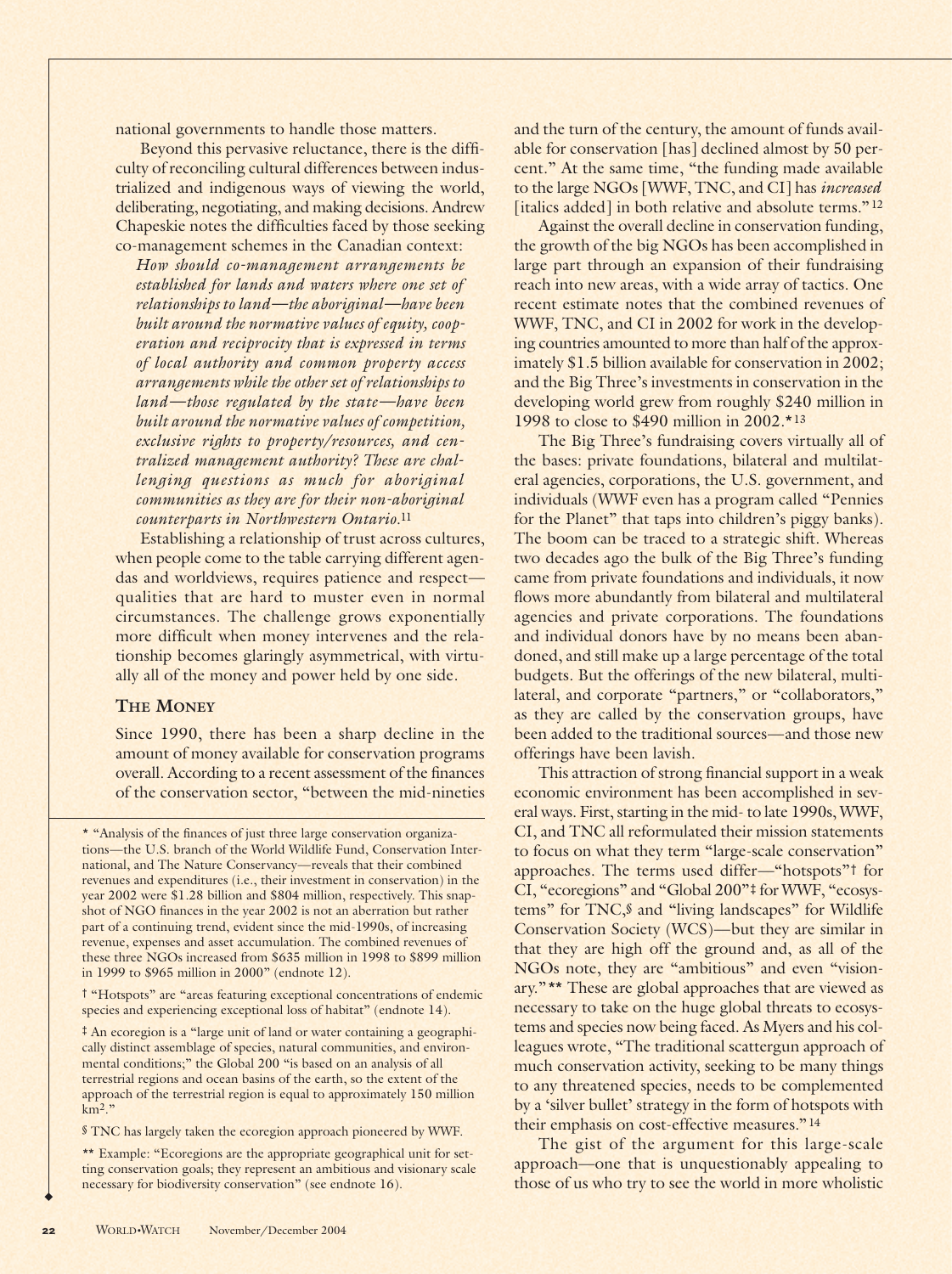national governments to handle those matters.

Beyond this pervasive reluctance, there is the difficulty of reconciling cultural differences between industrialized and indigenous ways of viewing the world, deliberating, negotiating, and making decisions. Andrew Chapeskie notes the difficulties faced by those seeking co-management schemes in the Canadian context:

*How should co-management arrangements be established for lands and waters where one set of relationships to land—the aboriginal—have been built around the normative values of equity, cooperation and reciprocity that is expressed in terms of local authority and common property access arrangements while the other set of relationships to land—those regulated by the state—have been built around the normative values of competition, exclusive rights to property/resources, and centralized management authority? These are challenging questions as much for aboriginal communities as they are for their non-aboriginal counterparts in Northwestern Ontario.*[11]

Establishing a relationship of trust across cultures, when people come to the table carrying different agendas and worldviews, requires patience and respect—qualities that are hard to muster even in normal circumstances. The challenge grows exponentially more difficult when money intervenes and the relationship becomes glaringly asymmetrical, with virtually all of the money and power held by one side.

## The Money

Since 1990, there has been a sharp decline in the amount of money available for conservation programs overall. According to a recent assessment of the finances of the conservation sector, "between the mid-nineties and the turn of the century, the amount of funds available for conservation [has] declined almost by 50 percent." At the same time, "the funding made available to the large NGOs [WWF, TNC, and CI] has *increased* [italics added] in both relative and absolute terms."[12]

Against the overall decline in conservation funding, the growth of the big NGOs has been accomplished in large part through an expansion of their fundraising reach into new areas, with a wide array of tactics. One recent estimate notes that the combined revenues of WWF, TNC, and CI in 2002 for work in the developing countries amounted to more than half of the approximately $1.5 billion available for conservation in 2002; and the Big Three's investments in conservation in the developing world grew from roughly $240 million in 1998 to close to $490 million in 2002.*[13]

The Big Three's fundraising covers virtually all of the bases: private foundations, bilateral and multilateral agencies, corporations, the U.S. government, and individuals (WWF even has a program called "Pennies for the Planet" that taps into children's piggy banks). The boom can be traced to a strategic shift. Whereas two decades ago the bulk of the Big Three's funding came from private foundations and individuals, it now flows more abundantly from bilateral and multilateral agencies and private corporations. The foundations and individual donors have by no means been abandoned, and still make up a large percentage of the total budgets. But the offerings of the new bilateral, multilateral, and corporate "partners," or "collaborators," as they are called by the conservation groups, have been added to the traditional sources—and those new offerings have been lavish.

This attraction of strong financial support in a weak economic environment has been accomplished in several ways. First, starting in the mid- to late 1990s, WWF, CI, and TNC all reformulated their mission statements to focus on what they term "large-scale conservation" approaches. The terms used differ—"hotspots"† for CI, "ecoregions" and "Global 200"‡ for WWF, "ecosystems" for TNC,§ and "living landscapes" for Wildlife Conservation Society (WCS)—but they are similar in that they are high off the ground and, as all of the NGOs note, they are "ambitious" and even "visionary."** These are global approaches that are viewed as necessary to take on the huge global threats to ecosystems and species now being faced. As Myers and his colleagues wrote, "The traditional scattergun approach of much conservation activity, seeking to be many things to any threatened species, needs to be complemented by a 'silver bullet' strategy in the form of hotspots with their emphasis on cost-effective measures."[14]

The gist of the argument for this large-scale approach—one that is unquestionably appealing to those of us who try to see the world in more wholistic

---

* "Analysis of the finances of just three large conservation organizations—the U.S. branch of the World Wildlife Fund, Conservation International, and The Nature Conservancy—reveals that their combined revenues and expenditures (i.e., their investment in conservation) in the year 2002 were $1.28 billion and $804 million, respectively. This snapshot of NGO finances in the year 2002 is not an aberration but rather part of a continuing trend, evident since the mid-1990s, of increasing revenue, expenses and asset accumulation. The combined revenues of these three NGOs increased from $635 million in 1998 to $899 million in 1999 to $965 million in 2000" (endnote 12).

† "Hotspots" are "areas featuring exceptional concentrations of endemic species and experiencing exceptional loss of habitat" (endnote 14).

‡ An ecoregion is a "large unit of land or water containing a geographically distinct assemblage of species, natural communities, and environmental conditions;" the Global 200 "is based on an analysis of all terrestrial regions and ocean basins of the earth, so the extent of the approach of the terrestrial region is equal to approximately 150 million km$^2$."

§ TNC has largely taken the ecoregion approach pioneered by WWF.

** Example: "Ecoregions are the appropriate geographical unit for setting conservation goals; they represent an ambitious and visionary scale necessary for biodiversity conservation" (see endnote 16).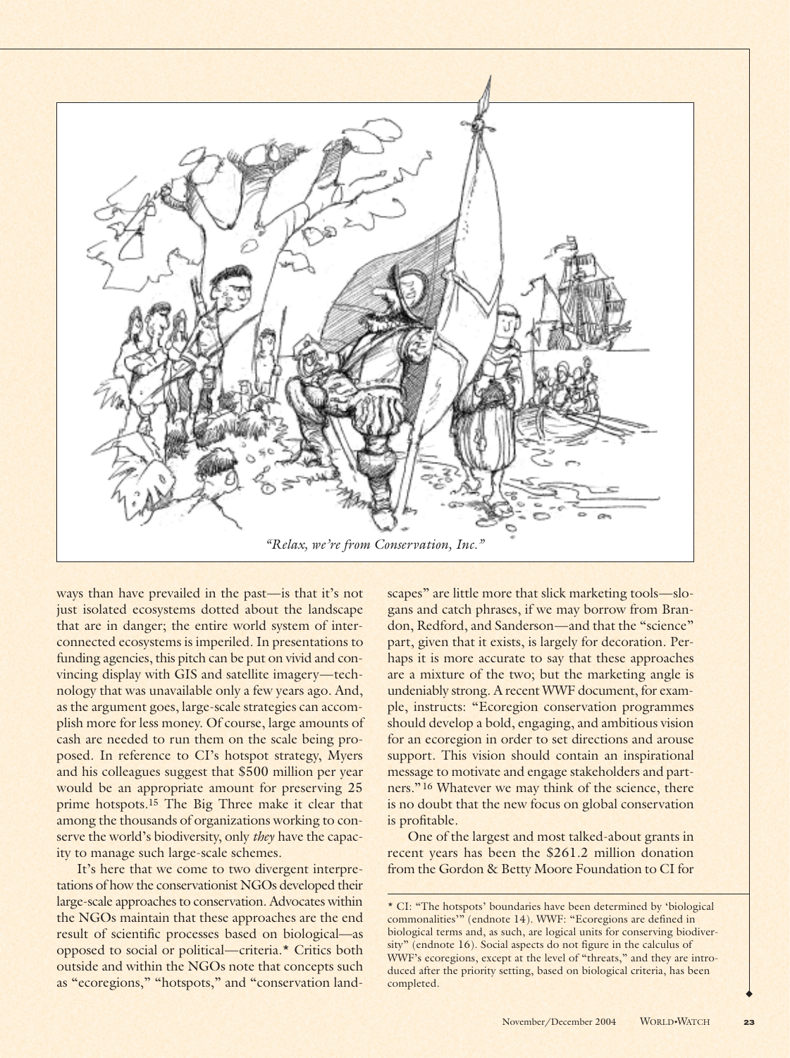*"Relax, we're from Conservation, Inc."*

ways than have prevailed in the past—is that it's not just isolated ecosystems dotted about the landscape that are in danger; the entire world system of interconnected ecosystems is imperiled. In presentations to funding agencies, this pitch can be put on vivid and convincing display with GIS and satellite imagery—technology that was unavailable only a few years ago. And, as the argument goes, large-scale strategies can accomplish more for less money. Of course, large amounts of cash are needed to run them on the scale being proposed. In reference to CI's hotspot strategy, Myers and his colleagues suggest that $500 million per year would be an appropriate amount for preserving 25 prime hotspots.[15] The Big Three make it clear that among the thousands of organizations working to conserve the world's biodiversity, only *they* have the capacity to manage such large-scale schemes.

It's here that we come to two divergent interpretations of how the conservationist NGOs developed their large-scale approaches to conservation. Advocates within the NGOs maintain that these approaches are the end result of scientific processes based on biological—as opposed to social or political—criteria.* Critics both outside and within the NGOs note that concepts such as "ecoregions," "hotspots," and "conservation landscapes" are little more that slick marketing tools—slogans and catch phrases, if we may borrow from Brandon, Redford, and Sanderson—and that the "science" part, given that it exists, is largely for decoration. Perhaps it is more accurate to say that these approaches are a mixture of the two; but the marketing angle is undeniably strong. A recent WWF document, for example, instructs: "Ecoregion conservation programmes should develop a bold, engaging, and ambitious vision for an ecoregion in order to set directions and arouse support. This vision should contain an inspirational message to motivate and engage stakeholders and partners."[16] Whatever we may think of the science, there is no doubt that the new focus on global conservation is profitable.

One of the largest and most talked-about grants in recent years has been the $261.2 million donation from the Gordon & Betty Moore Foundation to CI for

* CI: "The hotspots' boundaries have been determined by 'biological commonalities'" (endnote 14). WWF: "Ecoregions are defined in biological terms and, as such, are logical units for conserving biodiversity" (endnote 16). Social aspects do not figure in the calculus of WWF's ecoregions, except at the level of "threats," and they are introduced after the priority setting, based on biological criteria, has been completed.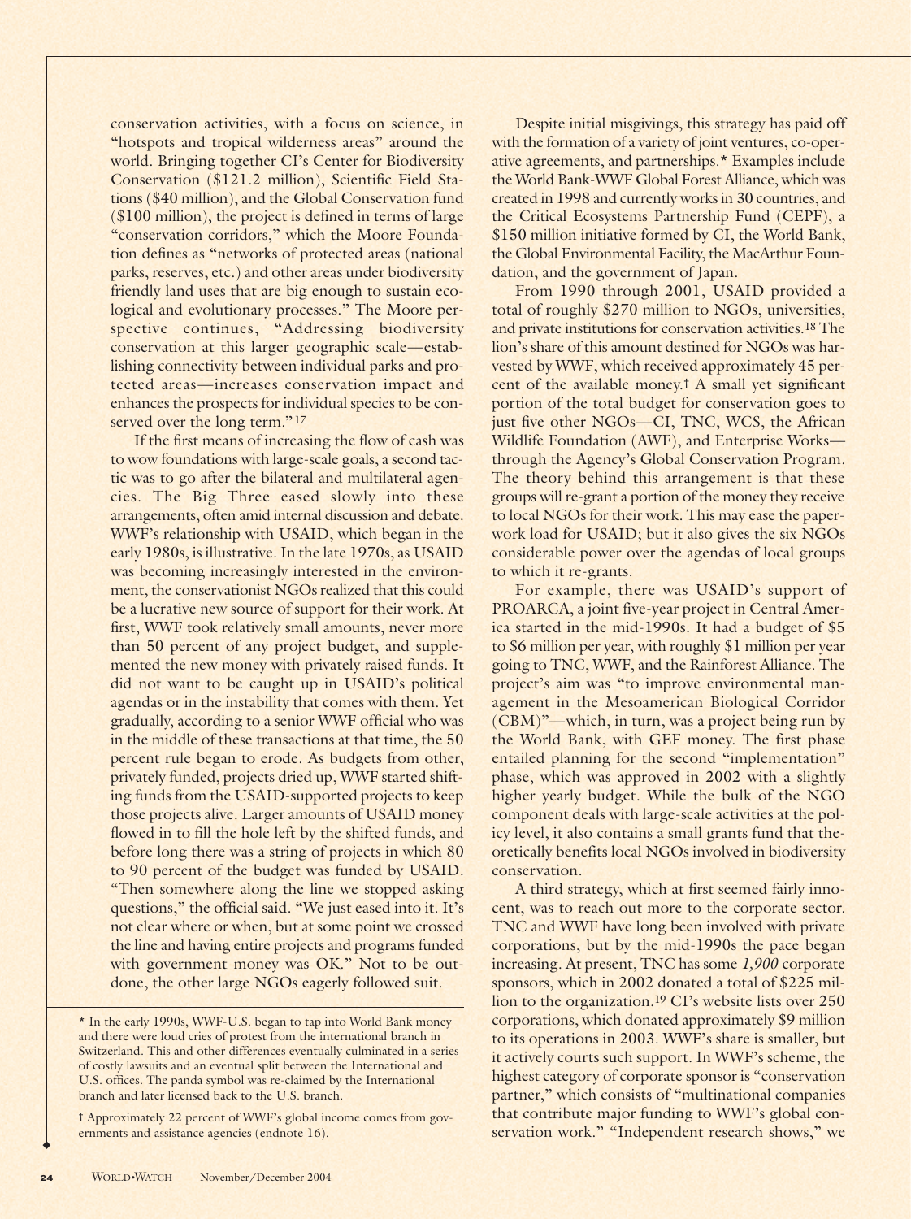conservation activities, with a focus on science, in "hotspots and tropical wilderness areas" around the world. Bringing together CI's Center for Biodiversity Conservation ($121.2 million), Scientific Field Stations ($40 million), and the Global Conservation fund ($100 million), the project is defined in terms of large "conservation corridors," which the Moore Foundation defines as "networks of protected areas (national parks, reserves, etc.) and other areas under biodiversity friendly land uses that are big enough to sustain ecological and evolutionary processes." The Moore perspective continues, "Addressing biodiversity conservation at this larger geographic scale—establishing connectivity between individual parks and protected areas—increases conservation impact and enhances the prospects for individual species to be conserved over the long term."[17]

If the first means of increasing the flow of cash was to wow foundations with large-scale goals, a second tactic was to go after the bilateral and multilateral agencies. The Big Three eased slowly into these arrangements, often amid internal discussion and debate. WWF's relationship with USAID, which began in the early 1980s, is illustrative. In the late 1970s, as USAID was becoming increasingly interested in the environment, the conservationist NGOs realized that this could be a lucrative new source of support for their work. At first, WWF took relatively small amounts, never more than 50 percent of any project budget, and supplemented the new money with privately raised funds. It did not want to be caught up in USAID's political agendas or in the instability that comes with them. Yet gradually, according to a senior WWF official who was in the middle of these transactions at that time, the 50 percent rule began to erode. As budgets from other, privately funded, projects dried up, WWF started shifting funds from the USAID-supported projects to keep those projects alive. Larger amounts of USAID money flowed in to fill the hole left by the shifted funds, and before long there was a string of projects in which 80 to 90 percent of the budget was funded by USAID. "Then somewhere along the line we stopped asking questions," the official said. "We just eased into it. It's not clear where or when, but at some point we crossed the line and having entire projects and programs funded with government money was OK." Not to be outdone, the other large NGOs eagerly followed suit.

Despite initial misgivings, this strategy has paid off with the formation of a variety of joint ventures, co-operative agreements, and partnerships.* Examples include the World Bank-WWF Global Forest Alliance, which was created in 1998 and currently works in 30 countries, and the Critical Ecosystems Partnership Fund (CEPF), a $150 million initiative formed by CI, the World Bank, the Global Environmental Facility, the MacArthur Foundation, and the government of Japan.

From 1990 through 2001, USAID provided a total of roughly $270 million to NGOs, universities, and private institutions for conservation activities.[18] The lion's share of this amount destined for NGOs was harvested by WWF, which received approximately 45 percent of the available money.† A small yet significant portion of the total budget for conservation goes to just five other NGOs—CI, TNC, WCS, the African Wildlife Foundation (AWF), and Enterprise Works—through the Agency's Global Conservation Program. The theory behind this arrangement is that these groups will re-grant a portion of the money they receive to local NGOs for their work. This may ease the paperwork load for USAID; but it also gives the six NGOs considerable power over the agendas of local groups to which it re-grants.

For example, there was USAID's support of PROARCA, a joint five-year project in Central America started in the mid-1990s. It had a budget of $5 to $6 million per year, with roughly $1 million per year going to TNC, WWF, and the Rainforest Alliance. The project's aim was "to improve environmental management in the Mesoamerican Biological Corridor (CBM)"—which, in turn, was a project being run by the World Bank, with GEF money. The first phase entailed planning for the second "implementation" phase, which was approved in 2002 with a slightly higher yearly budget. While the bulk of the NGO component deals with large-scale activities at the policy level, it also contains a small grants fund that theoretically benefits local NGOs involved in biodiversity conservation.

A third strategy, which at first seemed fairly innocent, was to reach out more to the corporate sector. TNC and WWF have long been involved with private corporations, but by the mid-1990s the pace began increasing. At present, TNC has some *1,900* corporate sponsors, which in 2002 donated a total of $225 million to the organization.[19] CI's website lists over 250 corporations, which donated approximately $9 million to its operations in 2003. WWF's share is smaller, but it actively courts such support. In WWF's scheme, the highest category of corporate sponsor is "conservation partner," which consists of "multinational companies that contribute major funding to WWF's global conservation work." "Independent research shows," we

---

* In the early 1990s, WWF-U.S. began to tap into World Bank money and there were loud cries of protest from the international branch in Switzerland. This and other differences eventually culminated in a series of costly lawsuits and an eventual split between the International and U.S. offices. The panda symbol was re-claimed by the International branch and later licensed back to the U.S. branch.

† Approximately 22 percent of WWF's global income comes from governments and assistance agencies (endnote 16).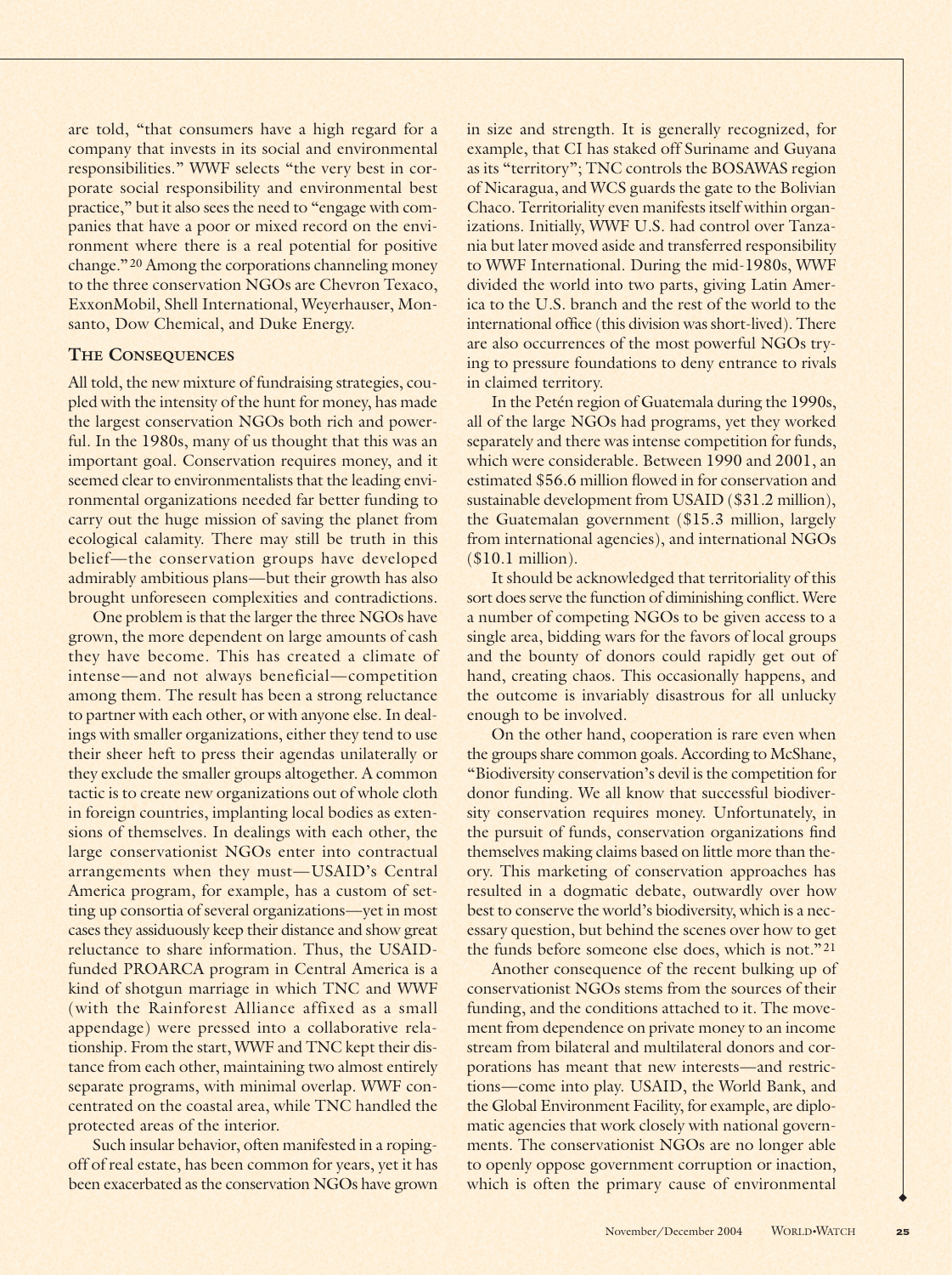are told, "that consumers have a high regard for a company that invests in its social and environmental responsibilities." WWF selects "the very best in corporate social responsibility and environmental best practice," but it also sees the need to "engage with companies that have a poor or mixed record on the environment where there is a real potential for positive change."[20] Among the corporations channeling money to the three conservation NGOs are Chevron Texaco, ExxonMobil, Shell International, Weyerhauser, Monsanto, Dow Chemical, and Duke Energy.

## THE CONSEQUENCES

All told, the new mixture of fundraising strategies, coupled with the intensity of the hunt for money, has made the largest conservation NGOs both rich and powerful. In the 1980s, many of us thought that this was an important goal. Conservation requires money, and it seemed clear to environmentalists that the leading environmental organizations needed far better funding to carry out the huge mission of saving the planet from ecological calamity. There may still be truth in this belief—the conservation groups have developed admirably ambitious plans—but their growth has also brought unforeseen complexities and contradictions.

One problem is that the larger the three NGOs have grown, the more dependent on large amounts of cash they have become. This has created a climate of intense—and not always beneficial—competition among them. The result has been a strong reluctance to partner with each other, or with anyone else. In dealings with smaller organizations, either they tend to use their sheer heft to press their agendas unilaterally or they exclude the smaller groups altogether. A common tactic is to create new organizations out of whole cloth in foreign countries, implanting local bodies as extensions of themselves. In dealings with each other, the large conservationist NGOs enter into contractual arrangements when they must—USAID's Central America program, for example, has a custom of setting up consortia of several organizations—yet in most cases they assiduously keep their distance and show great reluctance to share information. Thus, the USAID-funded PROARCA program in Central America is a kind of shotgun marriage in which TNC and WWF (with the Rainforest Alliance affixed as a small appendage) were pressed into a collaborative relationship. From the start, WWF and TNC kept their distance from each other, maintaining two almost entirely separate programs, with minimal overlap. WWF concentrated on the coastal area, while TNC handled the protected areas of the interior.

Such insular behavior, often manifested in a roping-off of real estate, has been common for years, yet it has been exacerbated as the conservation NGOs have grown in size and strength. It is generally recognized, for example, that CI has staked off Suriname and Guyana as its "territory"; TNC controls the BOSAWAS region of Nicaragua, and WCS guards the gate to the Bolivian Chaco. Territoriality even manifests itself within organizations. Initially, WWF U.S. had control over Tanzania but later moved aside and transferred responsibility to WWF International. During the mid-1980s, WWF divided the world into two parts, giving Latin America to the U.S. branch and the rest of the world to the international office (this division was short-lived). There are also occurrences of the most powerful NGOs trying to pressure foundations to deny entrance to rivals in claimed territory.

In the Petén region of Guatemala during the 1990s, all of the large NGOs had programs, yet they worked separately and there was intense competition for funds, which were considerable. Between 1990 and 2001, an estimated $56.6 million flowed in for conservation and sustainable development from USAID ($31.2 million), the Guatemalan government ($15.3 million, largely from international agencies), and international NGOs ($10.1 million).

It should be acknowledged that territoriality of this sort does serve the function of diminishing conflict. Were a number of competing NGOs to be given access to a single area, bidding wars for the favors of local groups and the bounty of donors could rapidly get out of hand, creating chaos. This occasionally happens, and the outcome is invariably disastrous for all unlucky enough to be involved.

On the other hand, cooperation is rare even when the groups share common goals. According to McShane, "Biodiversity conservation's devil is the competition for donor funding. We all know that successful biodiversity conservation requires money. Unfortunately, in the pursuit of funds, conservation organizations find themselves making claims based on little more than theory. This marketing of conservation approaches has resulted in a dogmatic debate, outwardly over how best to conserve the world's biodiversity, which is a necessary question, but behind the scenes over how to get the funds before someone else does, which is not."[21]

Another consequence of the recent bulking up of conservationist NGOs stems from the sources of their funding, and the conditions attached to it. The movement from dependence on private money to an income stream from bilateral and multilateral donors and corporations has meant that new interests—and restrictions—come into play. USAID, the World Bank, and the Global Environment Facility, for example, are diplomatic agencies that work closely with national governments. The conservationist NGOs are no longer able to openly oppose government corruption or inaction, which is often the primary cause of environmental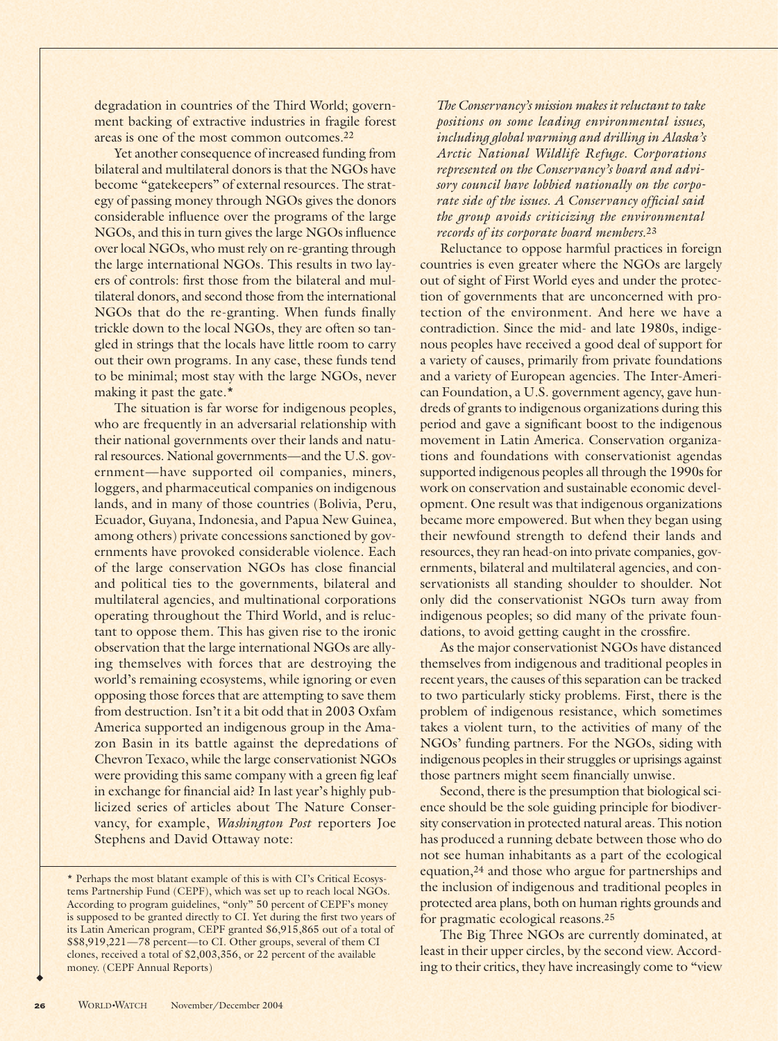degradation in countries of the Third World; government backing of extractive industries in fragile forest areas is one of the most common outcomes.[22]

Yet another consequence of increased funding from bilateral and multilateral donors is that the NGOs have become "gatekeepers" of external resources. The strategy of passing money through NGOs gives the donors considerable influence over the programs of the large NGOs, and this in turn gives the large NGOs influence over local NGOs, who must rely on re-granting through the large international NGOs. This results in two layers of controls: first those from the bilateral and multilateral donors, and second those from the international NGOs that do the re-granting. When funds finally trickle down to the local NGOs, they are often so tangled in strings that the locals have little room to carry out their own programs. In any case, these funds tend to be minimal; most stay with the large NGOs, never making it past the gate.*

The situation is far worse for indigenous peoples, who are frequently in an adversarial relationship with their national governments over their lands and natural resources. National governments—and the U.S. government—have supported oil companies, miners, loggers, and pharmaceutical companies on indigenous lands, and in many of those countries (Bolivia, Peru, Ecuador, Guyana, Indonesia, and Papua New Guinea, among others) private concessions sanctioned by governments have provoked considerable violence. Each of the large conservation NGOs has close financial and political ties to the governments, bilateral and multilateral agencies, and multinational corporations operating throughout the Third World, and is reluctant to oppose them. This has given rise to the ironic observation that the large international NGOs are allying themselves with forces that are destroying the world's remaining ecosystems, while ignoring or even opposing those forces that are attempting to save them from destruction. Isn't it a bit odd that in 2003 Oxfam America supported an indigenous group in the Amazon Basin in its battle against the depredations of Chevron Texaco, while the large conservationist NGOs were providing this same company with a green fig leaf in exchange for financial aid? In last year's highly publicized series of articles about The Nature Conservancy, for example, *Washington Post* reporters Joe Stephens and David Ottaway note:

*The Conservancy's mission makes it reluctant to take positions on some leading environmental issues, including global warming and drilling in Alaska's Arctic National Wildlife Refuge. Corporations represented on the Conservancy's board and advisory council have lobbied nationally on the corporate side of the issues. A Conservancy official said the group avoids criticizing the environmental records of its corporate board members.*[23]

Reluctance to oppose harmful practices in foreign countries is even greater where the NGOs are largely out of sight of First World eyes and under the protection of governments that are unconcerned with protection of the environment. And here we have a contradiction. Since the mid- and late 1980s, indigenous peoples have received a good deal of support for a variety of causes, primarily from private foundations and a variety of European agencies. The Inter-American Foundation, a U.S. government agency, gave hundreds of grants to indigenous organizations during this period and gave a significant boost to the indigenous movement in Latin America. Conservation organizations and foundations with conservationist agendas supported indigenous peoples all through the 1990s for work on conservation and sustainable economic development. One result was that indigenous organizations became more empowered. But when they began using their newfound strength to defend their lands and resources, they ran head-on into private companies, governments, bilateral and multilateral agencies, and conservationists all standing shoulder to shoulder. Not only did the conservationist NGOs turn away from indigenous peoples; so did many of the private foundations, to avoid getting caught in the crossfire.

As the major conservationist NGOs have distanced themselves from indigenous and traditional peoples in recent years, the causes of this separation can be tracked to two particularly sticky problems. First, there is the problem of indigenous resistance, which sometimes takes a violent turn, to the activities of many of the NGOs' funding partners. For the NGOs, siding with indigenous peoples in their struggles or uprisings against those partners might seem financially unwise.

Second, there is the presumption that biological science should be the sole guiding principle for biodiversity conservation in protected natural areas. This notion has produced a running debate between those who do not see human inhabitants as a part of the ecological equation,[24] and those who argue for partnerships and the inclusion of indigenous and traditional peoples in protected area plans, both on human rights grounds and for pragmatic ecological reasons.[25]

The Big Three NGOs are currently dominated, at least in their upper circles, by the second view. According to their critics, they have increasingly come to "view

---

* Perhaps the most blatant example of this is with CI's Critical Ecosystems Partnership Fund (CEPF), which was set up to reach local NGOs. According to program guidelines, "only" 50 percent of CEPF's money is supposed to be granted directly to CI. Yet during the first two years of its Latin American program, CEPF granted $6,915,865 out of a total of $$8,919,221—78 percent—to CI. Other groups, several of them CI clones, received a total of $2,003,356, or 22 percent of the available money. (CEPF Annual Reports)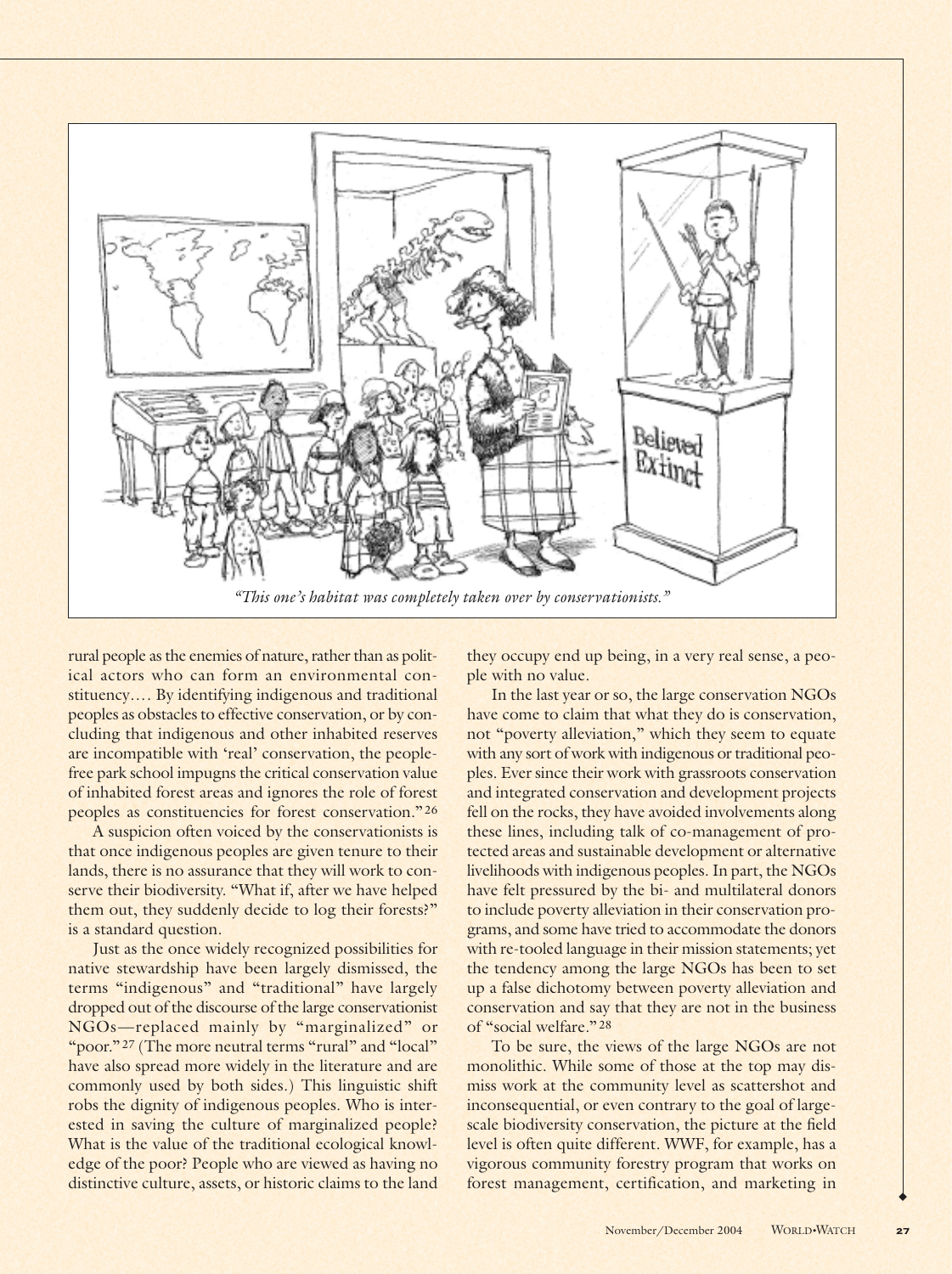*"This one's habitat was completely taken over by conservationists."*

rural people as the enemies of nature, rather than as political actors who can form an environmental constituency.… By identifying indigenous and traditional peoples as obstacles to effective conservation, or by concluding that indigenous and other inhabited reserves are incompatible with 'real' conservation, the people-free park school impugns the critical conservation value of inhabited forest areas and ignores the role of forest peoples as constituencies for forest conservation."[26]

A suspicion often voiced by the conservationists is that once indigenous peoples are given tenure to their lands, there is no assurance that they will work to conserve their biodiversity. "What if, after we have helped them out, they suddenly decide to log their forests?" is a standard question.

Just as the once widely recognized possibilities for native stewardship have been largely dismissed, the terms "indigenous" and "traditional" have largely dropped out of the discourse of the large conservationist NGOs—replaced mainly by "marginalized" or "poor."[27] (The more neutral terms "rural" and "local" have also spread more widely in the literature and are commonly used by both sides.) This linguistic shift robs the dignity of indigenous peoples. Who is interested in saving the culture of marginalized people? What is the value of the traditional ecological knowledge of the poor? People who are viewed as having no distinctive culture, assets, or historic claims to the land they occupy end up being, in a very real sense, a people with no value.

In the last year or so, the large conservation NGOs have come to claim that what they do is conservation, not "poverty alleviation," which they seem to equate with any sort of work with indigenous or traditional peoples. Ever since their work with grassroots conservation and integrated conservation and development projects fell on the rocks, they have avoided involvements along these lines, including talk of co-management of protected areas and sustainable development or alternative livelihoods with indigenous peoples. In part, the NGOs have felt pressured by the bi- and multilateral donors to include poverty alleviation in their conservation programs, and some have tried to accommodate the donors with re-tooled language in their mission statements; yet the tendency among the large NGOs has been to set up a false dichotomy between poverty alleviation and conservation and say that they are not in the business of "social welfare."[28]

To be sure, the views of the large NGOs are not monolithic. While some of those at the top may dismiss work at the community level as scattershot and inconsequential, or even contrary to the goal of large-scale biodiversity conservation, the picture at the field level is often quite different. WWF, for example, has a vigorous community forestry program that works on forest management, certification, and marketing in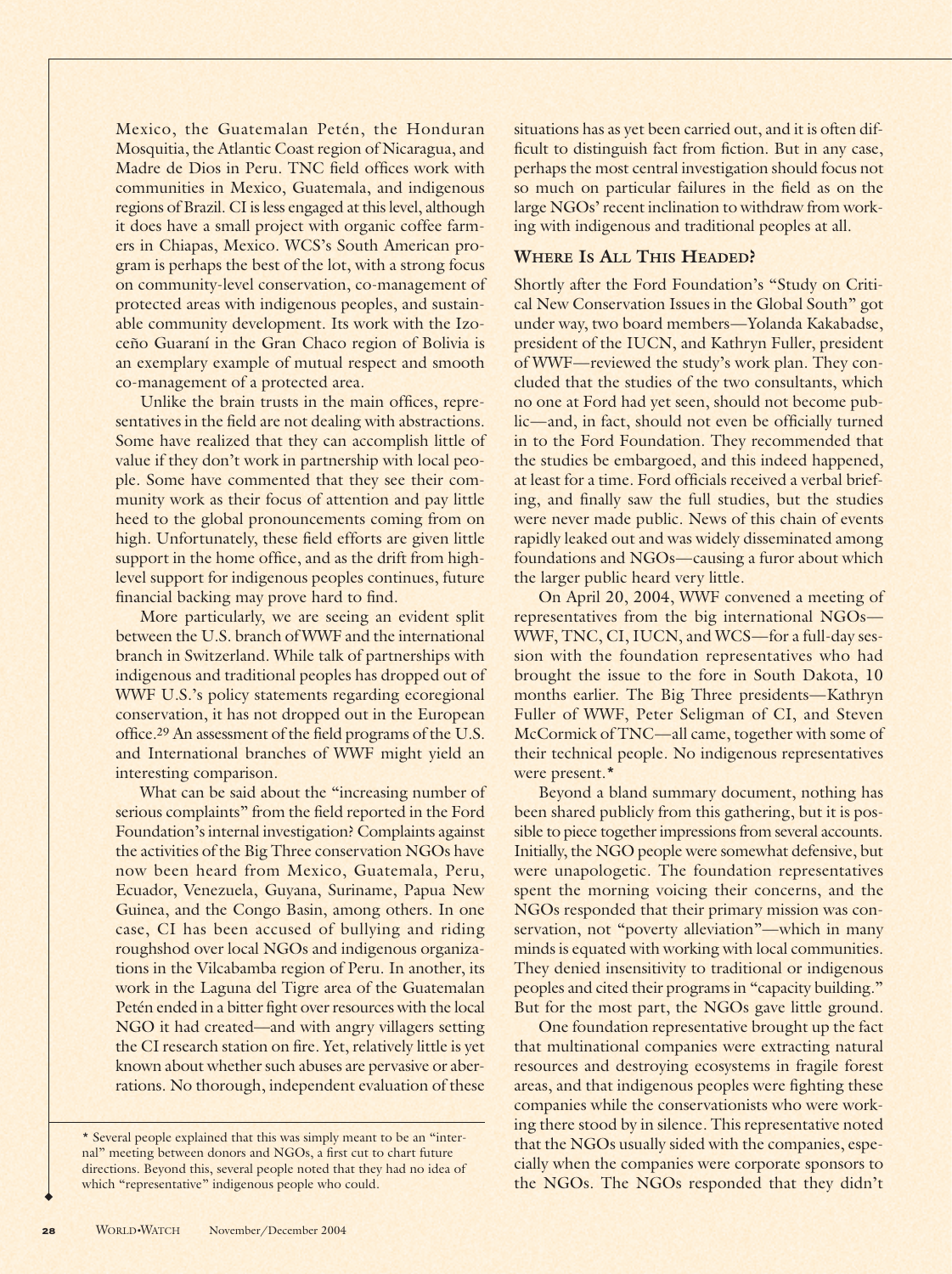Mexico, the Guatemalan Petén, the Honduran Mosquitia, the Atlantic Coast region of Nicaragua, and Madre de Dios in Peru. TNC field offices work with communities in Mexico, Guatemala, and indigenous regions of Brazil. CI is less engaged at this level, although it does have a small project with organic coffee farmers in Chiapas, Mexico. WCS's South American program is perhaps the best of the lot, with a strong focus on community-level conservation, co-management of protected areas with indigenous peoples, and sustainable community development. Its work with the Izoceño Guaraní in the Gran Chaco region of Bolivia is an exemplary example of mutual respect and smooth co-management of a protected area.

Unlike the brain trusts in the main offices, representatives in the field are not dealing with abstractions. Some have realized that they can accomplish little of value if they don't work in partnership with local people. Some have commented that they see their community work as their focus of attention and pay little heed to the global pronouncements coming from on high. Unfortunately, these field efforts are given little support in the home office, and as the drift from high-level support for indigenous peoples continues, future financial backing may prove hard to find.

More particularly, we are seeing an evident split between the U.S. branch of WWF and the international branch in Switzerland. While talk of partnerships with indigenous and traditional peoples has dropped out of WWF U.S.'s policy statements regarding ecoregional conservation, it has not dropped out in the European office.[29] An assessment of the field programs of the U.S. and International branches of WWF might yield an interesting comparison.

What can be said about the "increasing number of serious complaints" from the field reported in the Ford Foundation's internal investigation? Complaints against the activities of the Big Three conservation NGOs have now been heard from Mexico, Guatemala, Peru, Ecuador, Venezuela, Guyana, Suriname, Papua New Guinea, and the Congo Basin, among others. In one case, CI has been accused of bullying and riding roughshod over local NGOs and indigenous organizations in the Vilcabamba region of Peru. In another, its work in the Laguna del Tigre area of the Guatemalan Petén ended in a bitter fight over resources with the local NGO it had created—and with angry villagers setting the CI research station on fire. Yet, relatively little is yet known about whether such abuses are pervasive or aberrations. No thorough, independent evaluation of these situations has as yet been carried out, and it is often difficult to distinguish fact from fiction. But in any case, perhaps the most central investigation should focus not so much on particular failures in the field as on the large NGOs' recent inclination to withdraw from working with indigenous and traditional peoples at all.

## Where Is All This Headed?

Shortly after the Ford Foundation's "Study on Critical New Conservation Issues in the Global South" got under way, two board members—Yolanda Kakabadse, president of the IUCN, and Kathryn Fuller, president of WWF—reviewed the study's work plan. They concluded that the studies of the two consultants, which no one at Ford had yet seen, should not become public—and, in fact, should not even be officially turned in to the Ford Foundation. They recommended that the studies be embargoed, and this indeed happened, at least for a time. Ford officials received a verbal briefing, and finally saw the full studies, but the studies were never made public. News of this chain of events rapidly leaked out and was widely disseminated among foundations and NGOs—causing a furor about which the larger public heard very little.

On April 20, 2004, WWF convened a meeting of representatives from the big international NGOs—WWF, TNC, CI, IUCN, and WCS—for a full-day session with the foundation representatives who had brought the issue to the fore in South Dakota, 10 months earlier. The Big Three presidents—Kathryn Fuller of WWF, Peter Seligman of CI, and Steven McCormick of TNC—all came, together with some of their technical people. No indigenous representatives were present.*

Beyond a bland summary document, nothing has been shared publicly from this gathering, but it is possible to piece together impressions from several accounts. Initially, the NGO people were somewhat defensive, but were unapologetic. The foundation representatives spent the morning voicing their concerns, and the NGOs responded that their primary mission was conservation, not "poverty alleviation"—which in many minds is equated with working with local communities. They denied insensitivity to traditional or indigenous peoples and cited their programs in "capacity building." But for the most part, the NGOs gave little ground.

One foundation representative brought up the fact that multinational companies were extracting natural resources and destroying ecosystems in fragile forest areas, and that indigenous peoples were fighting these companies while the conservationists who were working there stood by in silence. This representative noted that the NGOs usually sided with the companies, especially when the companies were corporate sponsors to the NGOs. The NGOs responded that they didn't

\* Several people explained that this was simply meant to be an "internal" meeting between donors and NGOs, a first cut to chart future directions. Beyond this, several people noted that they had no idea of which "representative" indigenous people who could.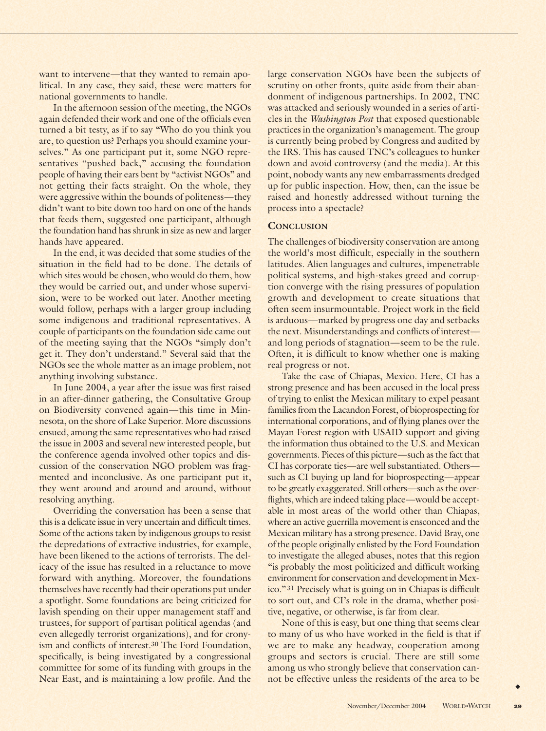want to intervene—that they wanted to remain apolitical. In any case, they said, these were matters for national governments to handle.

In the afternoon session of the meeting, the NGOs again defended their work and one of the officials even turned a bit testy, as if to say "Who do you think you are, to question us? Perhaps you should examine yourselves." As one participant put it, some NGO representatives "pushed back," accusing the foundation people of having their ears bent by "activist NGOs" and not getting their facts straight. On the whole, they were aggressive within the bounds of politeness—they didn't want to bite down too hard on one of the hands that feeds them, suggested one participant, although the foundation hand has shrunk in size as new and larger hands have appeared.

In the end, it was decided that some studies of the situation in the field had to be done. The details of which sites would be chosen, who would do them, how they would be carried out, and under whose supervision, were to be worked out later. Another meeting would follow, perhaps with a larger group including some indigenous and traditional representatives. A couple of participants on the foundation side came out of the meeting saying that the NGOs "simply don't get it. They don't understand." Several said that the NGOs see the whole matter as an image problem, not anything involving substance.

In June 2004, a year after the issue was first raised in an after-dinner gathering, the Consultative Group on Biodiversity convened again—this time in Minnesota, on the shore of Lake Superior. More discussions ensued, among the same representatives who had raised the issue in 2003 and several new interested people, but the conference agenda involved other topics and discussion of the conservation NGO problem was fragmented and inconclusive. As one participant put it, they went around and around and around, without resolving anything.

Overriding the conversation has been a sense that this is a delicate issue in very uncertain and difficult times. Some of the actions taken by indigenous groups to resist the depredations of extractive industries, for example, have been likened to the actions of terrorists. The delicacy of the issue has resulted in a reluctance to move forward with anything. Moreover, the foundations themselves have recently had their operations put under a spotlight. Some foundations are being criticized for lavish spending on their upper management staff and trustees, for support of partisan political agendas (and even allegedly terrorist organizations), and for cronyism and conflicts of interest.[30] The Ford Foundation, specifically, is being investigated by a congressional committee for some of its funding with groups in the Near East, and is maintaining a low profile. And the large conservation NGOs have been the subjects of scrutiny on other fronts, quite aside from their abandonment of indigenous partnerships. In 2002, TNC was attacked and seriously wounded in a series of articles in the *Washington Post* that exposed questionable practices in the organization's management. The group is currently being probed by Congress and audited by the IRS. This has caused TNC's colleagues to hunker down and avoid controversy (and the media). At this point, nobody wants any new embarrassments dredged up for public inspection. How, then, can the issue be raised and honestly addressed without turning the process into a spectacle?

## Conclusion

The challenges of biodiversity conservation are among the world's most difficult, especially in the southern latitudes. Alien languages and cultures, impenetrable political systems, and high-stakes greed and corruption converge with the rising pressures of population growth and development to create situations that often seem insurmountable. Project work in the field is arduous—marked by progress one day and setbacks the next. Misunderstandings and conflicts of interest—and long periods of stagnation—seem to be the rule. Often, it is difficult to know whether one is making real progress or not.

Take the case of Chiapas, Mexico. Here, CI has a strong presence and has been accused in the local press of trying to enlist the Mexican military to expel peasant families from the Lacandon Forest, of bioprospecting for international corporations, and of flying planes over the Mayan Forest region with USAID support and giving the information thus obtained to the U.S. and Mexican governments. Pieces of this picture—such as the fact that CI has corporate ties—are well substantiated. Others—such as CI buying up land for bioprospecting—appear to be greatly exaggerated. Still others—such as the overflights, which are indeed taking place—would be acceptable in most areas of the world other than Chiapas, where an active guerrilla movement is ensconced and the Mexican military has a strong presence. David Bray, one of the people originally enlisted by the Ford Foundation to investigate the alleged abuses, notes that this region "is probably the most politicized and difficult working environment for conservation and development in Mexico."[31] Precisely what is going on in Chiapas is difficult to sort out, and CI's role in the drama, whether positive, negative, or otherwise, is far from clear.

None of this is easy, but one thing that seems clear to many of us who have worked in the field is that if we are to make any headway, cooperation among groups and sectors is crucial. There are still some among us who strongly believe that conservation cannot be effective unless the residents of the area to be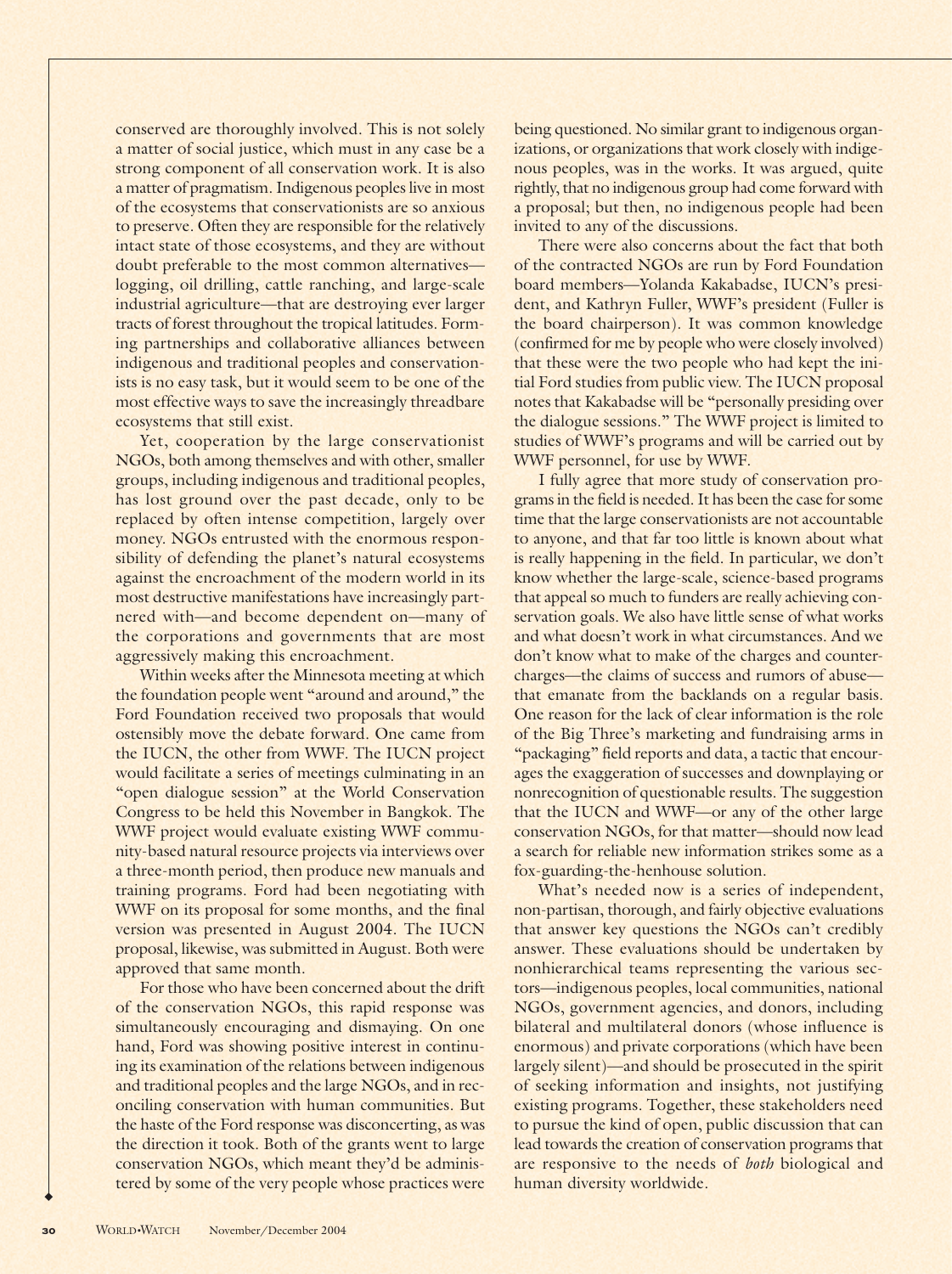conserved are thoroughly involved. This is not solely a matter of social justice, which must in any case be a strong component of all conservation work. It is also a matter of pragmatism. Indigenous peoples live in most of the ecosystems that conservationists are so anxious to preserve. Often they are responsible for the relatively intact state of those ecosystems, and they are without doubt preferable to the most common alternatives—logging, oil drilling, cattle ranching, and large-scale industrial agriculture—that are destroying ever larger tracts of forest throughout the tropical latitudes. Forming partnerships and collaborative alliances between indigenous and traditional peoples and conservationists is no easy task, but it would seem to be one of the most effective ways to save the increasingly threadbare ecosystems that still exist.

Yet, cooperation by the large conservationist NGOs, both among themselves and with other, smaller groups, including indigenous and traditional peoples, has lost ground over the past decade, only to be replaced by often intense competition, largely over money. NGOs entrusted with the enormous responsibility of defending the planet's natural ecosystems against the encroachment of the modern world in its most destructive manifestations have increasingly partnered with—and become dependent on—many of the corporations and governments that are most aggressively making this encroachment.

Within weeks after the Minnesota meeting at which the foundation people went "around and around," the Ford Foundation received two proposals that would ostensibly move the debate forward. One came from the IUCN, the other from WWF. The IUCN project would facilitate a series of meetings culminating in an "open dialogue session" at the World Conservation Congress to be held this November in Bangkok. The WWF project would evaluate existing WWF community-based natural resource projects via interviews over a three-month period, then produce new manuals and training programs. Ford had been negotiating with WWF on its proposal for some months, and the final version was presented in August 2004. The IUCN proposal, likewise, was submitted in August. Both were approved that same month.

For those who have been concerned about the drift of the conservation NGOs, this rapid response was simultaneously encouraging and dismaying. On one hand, Ford was showing positive interest in continuing its examination of the relations between indigenous and traditional peoples and the large NGOs, and in reconciling conservation with human communities. But the haste of the Ford response was disconcerting, as was the direction it took. Both of the grants went to large conservation NGOs, which meant they'd be administered by some of the very people whose practices were being questioned. No similar grant to indigenous organizations, or organizations that work closely with indigenous peoples, was in the works. It was argued, quite rightly, that no indigenous group had come forward with a proposal; but then, no indigenous people had been invited to any of the discussions.

There were also concerns about the fact that both of the contracted NGOs are run by Ford Foundation board members—Yolanda Kakabadse, IUCN's president, and Kathryn Fuller, WWF's president (Fuller is the board chairperson). It was common knowledge (confirmed for me by people who were closely involved) that these were the two people who had kept the initial Ford studies from public view. The IUCN proposal notes that Kakabadse will be "personally presiding over the dialogue sessions." The WWF project is limited to studies of WWF's programs and will be carried out by WWF personnel, for use by WWF.

I fully agree that more study of conservation programs in the field is needed. It has been the case for some time that the large conservationists are not accountable to anyone, and that far too little is known about what is really happening in the field. In particular, we don't know whether the large-scale, science-based programs that appeal so much to funders are really achieving conservation goals. We also have little sense of what works and what doesn't work in what circumstances. And we don't know what to make of the charges and countercharges—the claims of success and rumors of abuse—that emanate from the backlands on a regular basis. One reason for the lack of clear information is the role of the Big Three's marketing and fundraising arms in "packaging" field reports and data, a tactic that encourages the exaggeration of successes and downplaying or nonrecognition of questionable results. The suggestion that the IUCN and WWF—or any of the other large conservation NGOs, for that matter—should now lead a search for reliable new information strikes some as a fox-guarding-the-henhouse solution.

What's needed now is a series of independent, non-partisan, thorough, and fairly objective evaluations that answer key questions the NGOs can't credibly answer. These evaluations should be undertaken by nonhierarchical teams representing the various sectors—indigenous peoples, local communities, national NGOs, government agencies, and donors, including bilateral and multilateral donors (whose influence is enormous) and private corporations (which have been largely silent)—and should be prosecuted in the spirit of seeking information and insights, not justifying existing programs. Together, these stakeholders need to pursue the kind of open, public discussion that can lead towards the creation of conservation programs that are responsive to the needs of *both* biological and human diversity worldwide.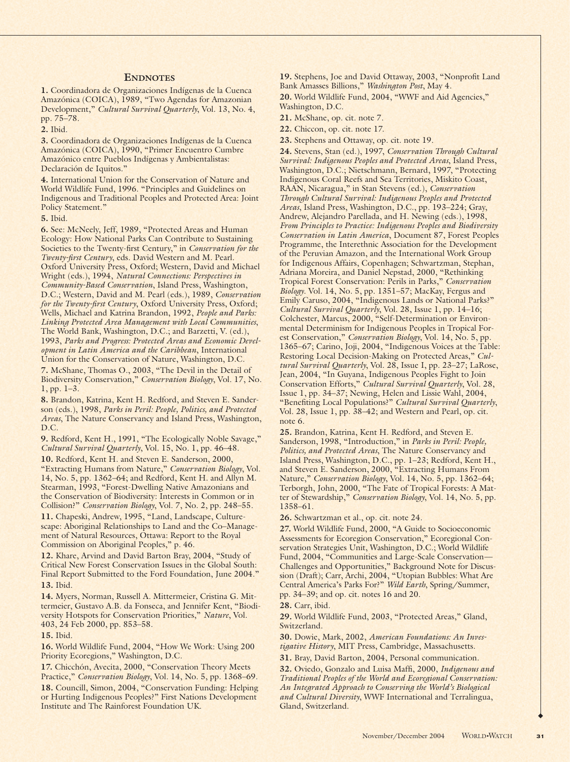## Endnotes

**1.** Coordinadora de Organizaciones Indígenas de la Cuenca Amazónica (COICA), 1989, "Two Agendas for Amazonian Development," *Cultural Survival Quarterly*, Vol. 13, No. 4, pp. 75–78.

**2.** Ibid.

**3.** Coordinadora de Organizaciones Indígenas de la Cuenca Amazónica (COICA), 1990, "Primer Encuentro Cumbre Amazónico entre Pueblos Indígenas y Ambientalistas: Declaración de Iquitos."

**4.** International Union for the Conservation of Nature and World Wildlife Fund, 1996. "Principles and Guidelines on Indigenous and Traditional Peoples and Protected Area: Joint Policy Statement."

**5.** Ibid.

**6.** See: McNeely, Jeff, 1989, "Protected Areas and Human Ecology: How National Parks Can Contribute to Sustaining Societies to the Twenty-first Century," in *Conservation for the Twenty-first Century*, eds. David Western and M. Pearl. Oxford University Press, Oxford; Western, David and Michael Wright (eds.), 1994, *Natural Connections: Perspectives in Community-Based Conservation*, Island Press, Washington, D.C.; Western, David and M. Pearl (eds.), 1989, *Conservation for the Twenty-first Century*, Oxford University Press, Oxford; Wells, Michael and Katrina Brandon, 1992, *People and Parks: Linking Protected Area Management with Local Communities*, The World Bank, Washington, D.C.; and Barzetti, V. (ed.), 1993, *Parks and Progress: Protected Areas and Economic Development in Latin America and the Caribbean*, International Union for the Conservation of Nature, Washington, D.C.

**7.** McShane, Thomas O., 2003, "The Devil in the Detail of Biodiversity Conservation," *Conservation Biology*, Vol. 17, No. 1, pp. 1–3.

**8.** Brandon, Katrina, Kent H. Redford, and Steven E. Sanderson (eds.), 1998, *Parks in Peril: People, Politics, and Protected Areas*, The Nature Conservancy and Island Press, Washington, D.C.

**9.** Redford, Kent H., 1991, "The Ecologically Noble Savage," *Cultural Survival Quarterly*, Vol. 15, No. 1, pp. 46–48.

**10.** Redford, Kent H. and Steven E. Sanderson, 2000, "Extracting Humans from Nature," *Conservation Biology*, Vol. 14, No. 5, pp. 1362–64; and Redford, Kent H. and Allyn M. Stearman, 1993, "Forest-Dwelling Native Amazonians and the Conservation of Biodiversity: Interests in Common or in Collision?" *Conservation Biology*, Vol. 7, No. 2, pp. 248–55.

**11.** Chapeski, Andrew, 1995, "Land, Landscape, Culturescape: Aboriginal Relationships to Land and the Co–Management of Natural Resources, Ottawa: Report to the Royal Commission on Aboriginal Peoples," p. 46.

**12.** Khare, Arvind and David Barton Bray, 2004, "Study of Critical New Forest Conservation Issues in the Global South: Final Report Submitted to the Ford Foundation, June 2004."

**13.** Ibid.

**14.** Myers, Norman, Russell A. Mittermeier, Cristina G. Mittermeier, Gustavo A.B. da Fonseca, and Jennifer Kent, "Biodiversity Hotspots for Conservation Priorities," *Nature*, Vol. 403, 24 Feb 2000, pp. 853–58.

**15.** Ibid.

**16.** World Wildlife Fund, 2004, "How We Work: Using 200 Priority Ecoregions," Washington, D.C.

**17.** Chicchón, Avecita, 2000, "Conservation Theory Meets Practice," *Conservation Biology*, Vol. 14, No. 5, pp. 1368–69.

**18.** Councill, Simon, 2004, "Conservation Funding: Helping or Hurting Indigenous Peoples?" First Nations Development Institute and The Rainforest Foundation UK.

**19.** Stephens, Joe and David Ottaway, 2003, "Nonprofit Land Bank Amasses Billions," *Washington Post*, May 4.

**20.** World Wildlife Fund, 2004, "WWF and Aid Agencies," Washington, D.C.

**21.** McShane, op. cit. note 7.

**22.** Chiccon, op. cit. note 17.

**23.** Stephens and Ottaway, op. cit. note 19.

**24.** Stevens, Stan (ed.), 1997, *Conservation Through Cultural Survival: Indigenous Peoples and Protected Areas*, Island Press, Washington, D.C.; Nietschmann, Bernard, 1997, "Protecting Indigenous Coral Reefs and Sea Territories, Miskito Coast, RAAN, Nicaragua," in Stan Stevens (ed.), *Conservation Through Cultural Survival: Indigenous Peoples and Protected Areas*, Island Press, Washington, D.C., pp. 193–224; Gray, Andrew, Alejandro Parellada, and H. Newing (eds.), 1998, *From Principles to Practice: Indigenous Peoples and Biodiversity Conservation in Latin America*, Document 87, Forest Peoples Programme, the Interethnic Association for the Development of the Peruvian Amazon, and the International Work Group for Indigenous Affairs, Copenhagen; Schwartzman, Stephan, Adriana Moreira, and Daniel Nepstad, 2000, "Rethinking Tropical Forest Conservation: Perils in Parks," *Conservation Biology*. Vol. 14, No. 5, pp. 1351–57; MacKay, Fergus and Emily Caruso, 2004, "Indigenous Lands or National Parks?" *Cultural Survival Quarterly*, Vol. 28, Issue 1, pp. 14–16; Colchester, Marcus, 2000, "Self-Determination or Environmental Determinism for Indigenous Peoples in Tropical Forest Conservation," *Conservation Biology*, Vol. 14, No. 5, pp. 1365–67; Carino, Joji, 2004, "Indigenous Voices at the Table: Restoring Local Decision-Making on Protected Areas," *Cultural Survival Quarterly*, Vol. 28, Issue I, pp. 23–27; LaRose, Jean, 2004, "In Guyana, Indigenous Peoples Fight to Join Conservation Efforts," *Cultural Survival Quarterly*, Vol. 28, Issue 1, pp. 34–37; Newing, Helen and Lissie Wahl, 2004, "Benefiting Local Populations?" *Cultural Survival Quarterly*, Vol. 28, Issue 1, pp. 38–42; and Western and Pearl, op. cit. note 6.

**25.** Brandon, Katrina, Kent H. Redford, and Steven E. Sanderson, 1998, "Introduction," in *Parks in Peril: People, Politics, and Protected Areas*, The Nature Conservancy and Island Press, Washington, D.C., pp. 1–23; Redford, Kent H., and Steven E. Sanderson, 2000, "Extracting Humans From Nature," *Conservation Biology*, Vol. 14, No. 5, pp. 1362–64; Terborgh, John, 2000, "The Fate of Tropical Forests: A Matter of Stewardship," *Conservation Biology*, Vol. 14, No. 5, pp. 1358–61.

**26.** Schwartzman et al., op. cit. note 24.

**27.** World Wildlife Fund, 2000, "A Guide to Socioeconomic Assessments for Ecoregion Conservation," Ecoregional Conservation Strategies Unit, Washington, D.C.; World Wildlife Fund, 2004, "Communities and Large-Scale Conservation—Challenges and Opportunities," Background Note for Discussion (Draft); Carr, Archi, 2004, "Utopian Bubbles: What Are Central America's Parks For?" *Wild Earth*, Spring/Summer, pp. 34–39; and op. cit. notes 16 and 20.

**28.** Carr, ibid.

**29.** World Wildlife Fund, 2003, "Protected Areas," Gland, Switzerland.

**30.** Dowie, Mark, 2002, *American Foundations: An Investigative History*, MIT Press, Cambridge, Massachusetts.

**31.** Bray, David Barton, 2004, Personal communication.

**32.** Oviedo, Gonzalo and Luisa Maffi, 2000, *Indigenous and Traditional Peoples of the World and Ecoregional Conservation: An Integrated Approach to Conserving the World's Biological and Cultural Diversity*, WWF International and Terralingua, Gland, Switzerland.